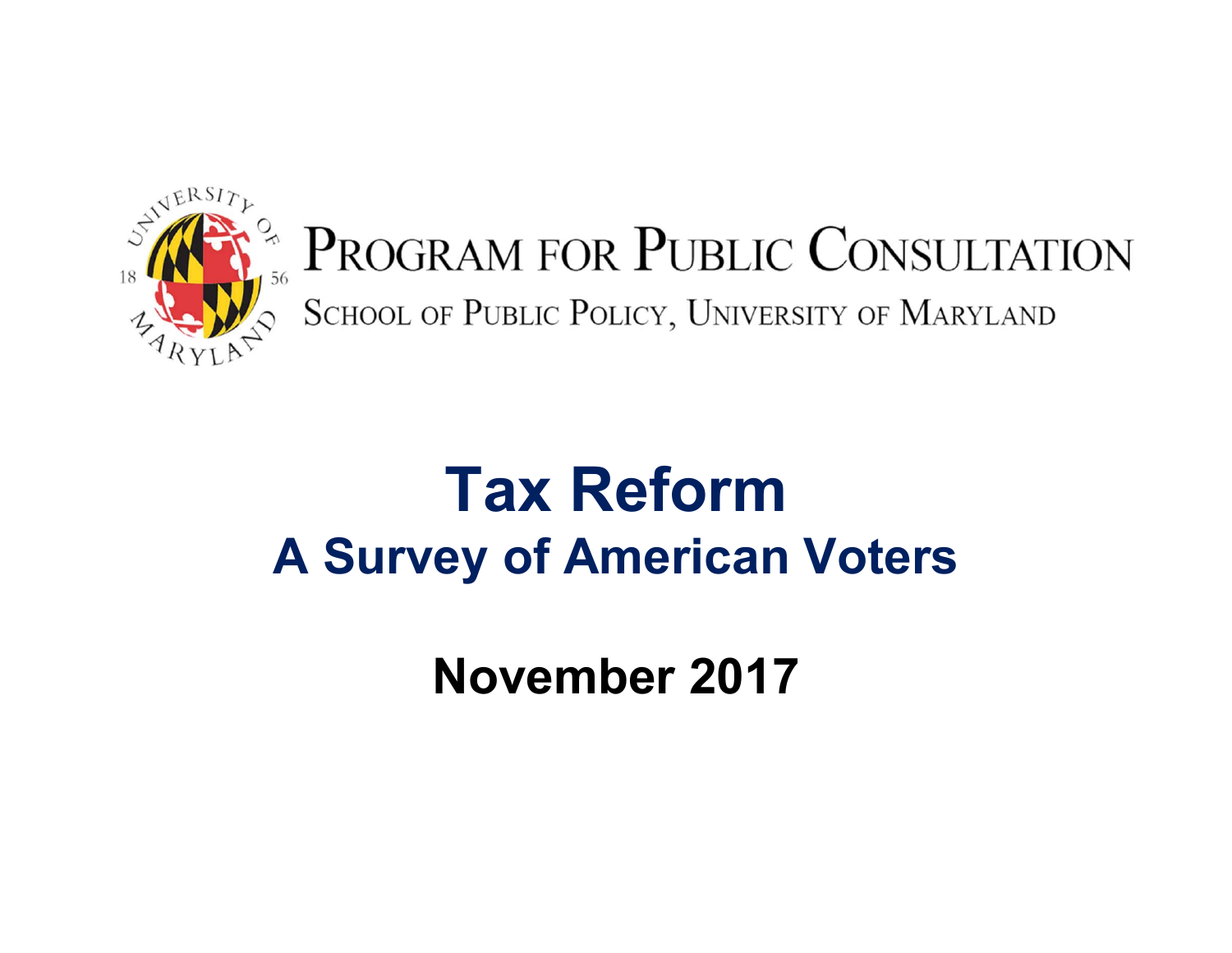PROGRAM FOR PUBLIC CONSULTATION

SCHOOL OF PUBLIC POLICY, UNIVERSITY OF MARYLAND

# Tax Reform

## A Survey of American Voters

**November 2017**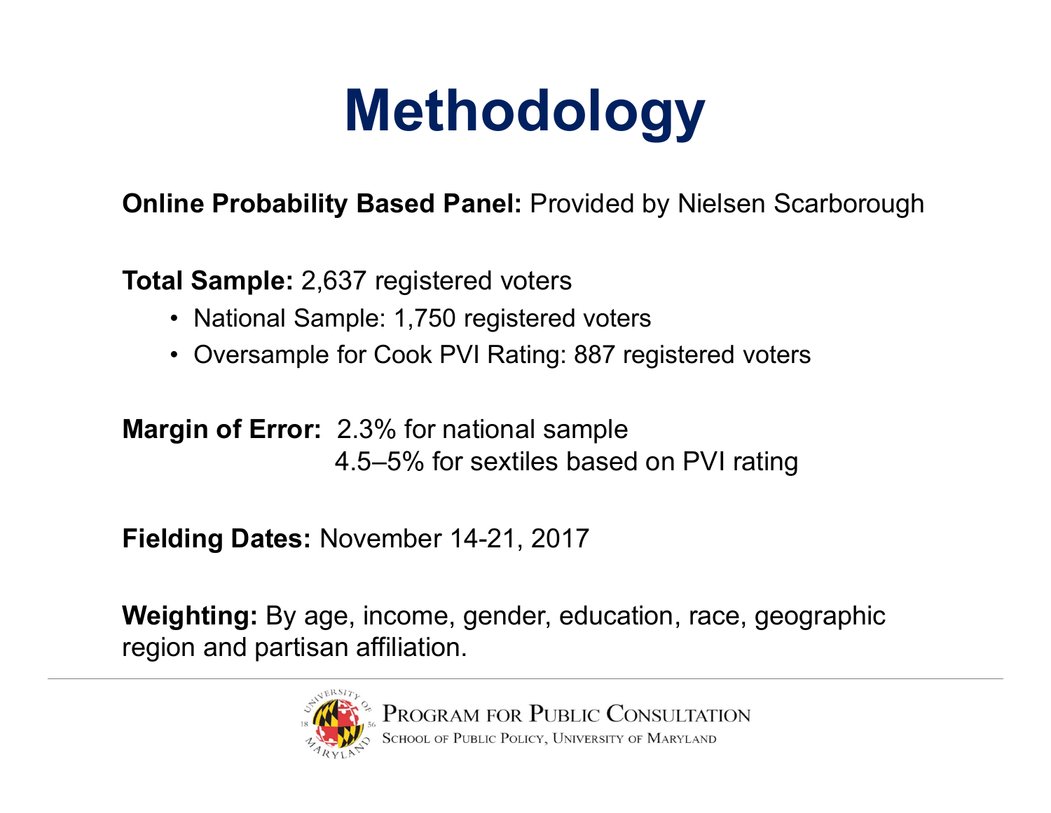# Methodology

**Online Probability Based Panel:** Provided by Nielsen Scarborough

**Total Sample:** 2,637 registered voters

- National Sample: 1,750 registered voters
- Oversample for Cook PVI Rating: 887 registered voters

**Margin of Error:** 2.3% for national sample
4.5–5% for sextiles based on PVI rating

**Fielding Dates:** November 14-21, 2017

**Weighting:** By age, income, gender, education, race, geographic region and partisan affiliation.

Program for Public Consultation
School of Public Policy, University of Maryland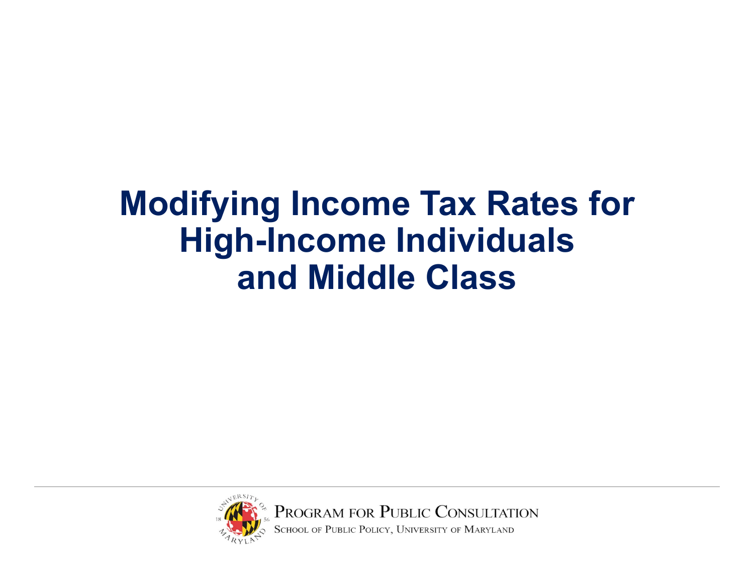# Modifying Income Tax Rates for High-Income Individuals and Middle Class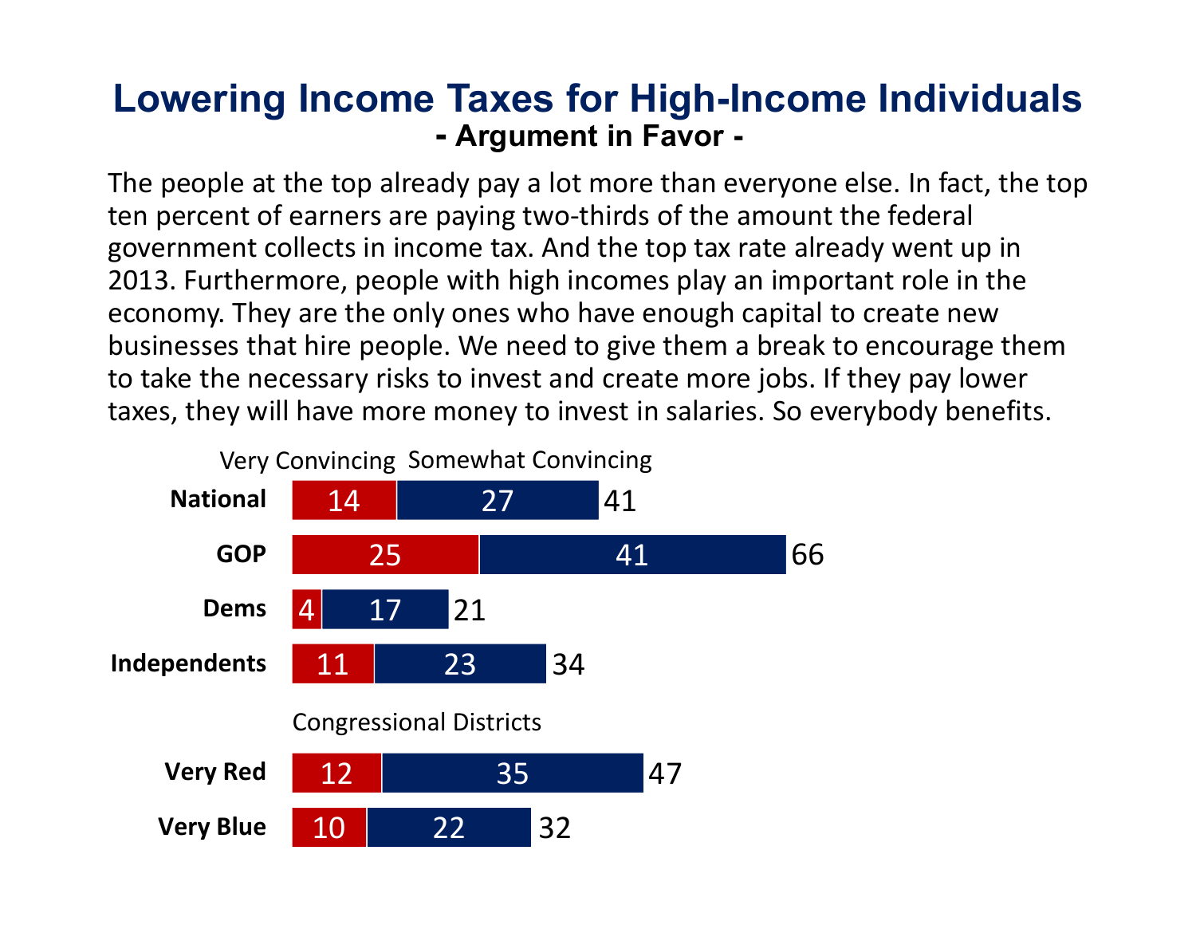# Lowering Income Taxes for High-Income Individuals

## - Argument in Favor -

The people at the top already pay a lot more than everyone else. In fact, the top ten percent of earners are paying two-thirds of the amount the federal government collects in income tax. And the top tax rate already went up in 2013. Furthermore, people with high incomes play an important role in the economy. They are the only ones who have enough capital to create new businesses that hire people. We need to give them a break to encourage them to take the necessary risks to invest and create more jobs. If they pay lower taxes, they will have more money to invest in salaries. So everybody benefits.

| | Very Convincing | Somewhat Convincing | Total |
|---|---|---|---|
| National | 14 | 27 | 41 |
| GOP | 25 | 41 | 66 |
| Dems | 4 | 17 | 21 |
| Independents | 11 | 23 | 34 |
| **Congressional Districts** | | | |
| Very Red | 12 | 35 | 47 |
| Very Blue | 10 | 22 | 32 |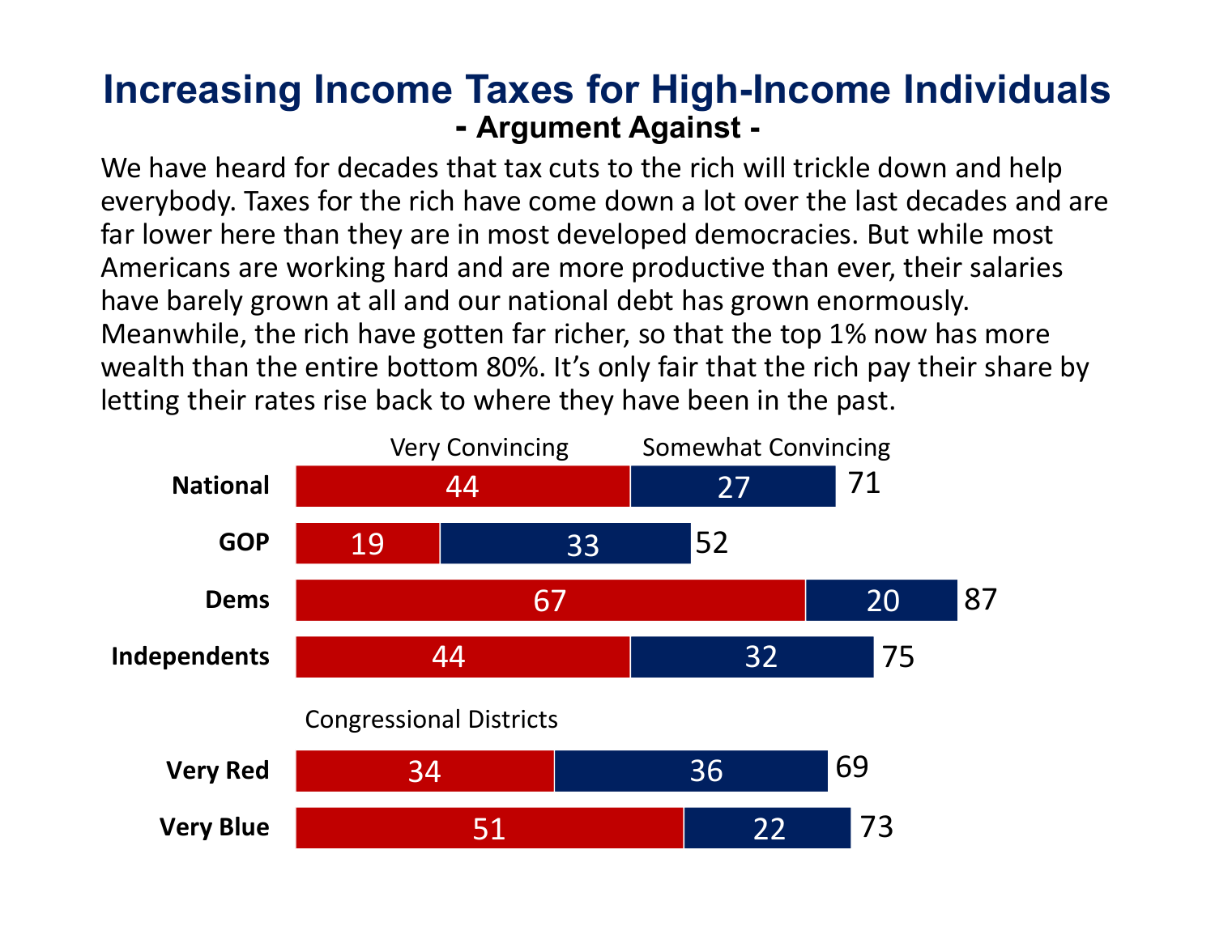# Increasing Income Taxes for High-Income Individuals

## - Argument Against -

We have heard for decades that tax cuts to the rich will trickle down and help everybody. Taxes for the rich have come down a lot over the last decades and are far lower here than they are in most developed democracies. But while most Americans are working hard and are more productive than ever, their salaries have barely grown at all and our national debt has grown enormously. Meanwhile, the rich have gotten far richer, so that the top 1% now has more wealth than the entire bottom 80%. It's only fair that the rich pay their share by letting their rates rise back to where they have been in the past.

| | Very Convincing | Somewhat Convincing | Total |
|---|---|---|---|
| National | 44 | 27 | 71 |
| GOP | 19 | 33 | 52 |
| Dems | 67 | 20 | 87 |
| Independents | 44 | 32 | 75 |
| **Congressional Districts** | | | |
| Very Red | 34 | 36 | 69 |
| Very Blue | 51 | 22 | 73 |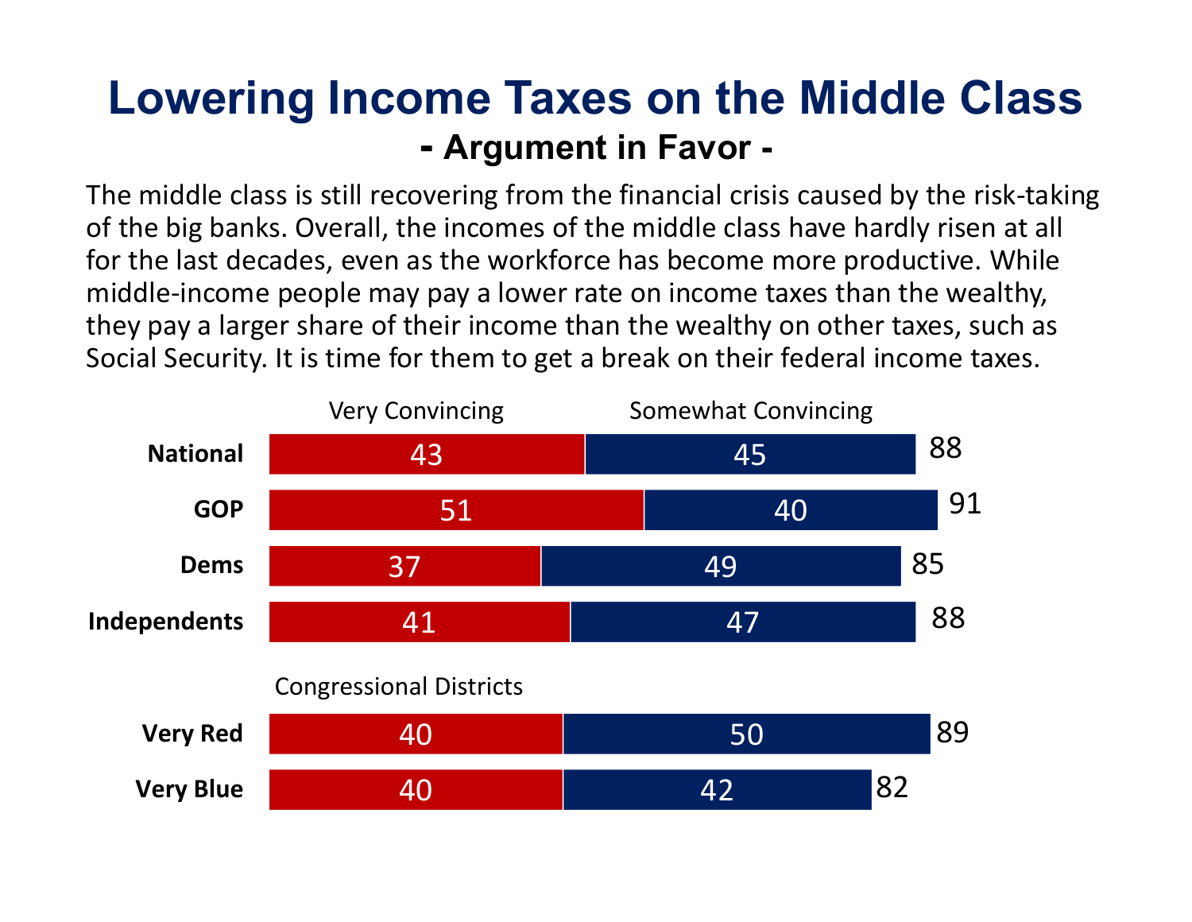# Lowering Income Taxes on the Middle Class

## - Argument in Favor -

The middle class is still recovering from the financial crisis caused by the risk-taking of the big banks. Overall, the incomes of the middle class have hardly risen at all for the last decades, even as the workforce has become more productive. While middle-income people may pay a lower rate on income taxes than the wealthy, they pay a larger share of their income than the wealthy on other taxes, such as Social Security. It is time for them to get a break on their federal income taxes.

| | Very Convincing | Somewhat Convincing | Total |
|---|---|---|---|
| **National** | 43 | 45 | 88 |
| **GOP** | 51 | 40 | 91 |
| **Dems** | 37 | 49 | 85 |
| **Independents** | 41 | 47 | 88 |
| *Congressional Districts* | | | |
| **Very Red** | 40 | 50 | 89 |
| **Very Blue** | 40 | 42 | 82 |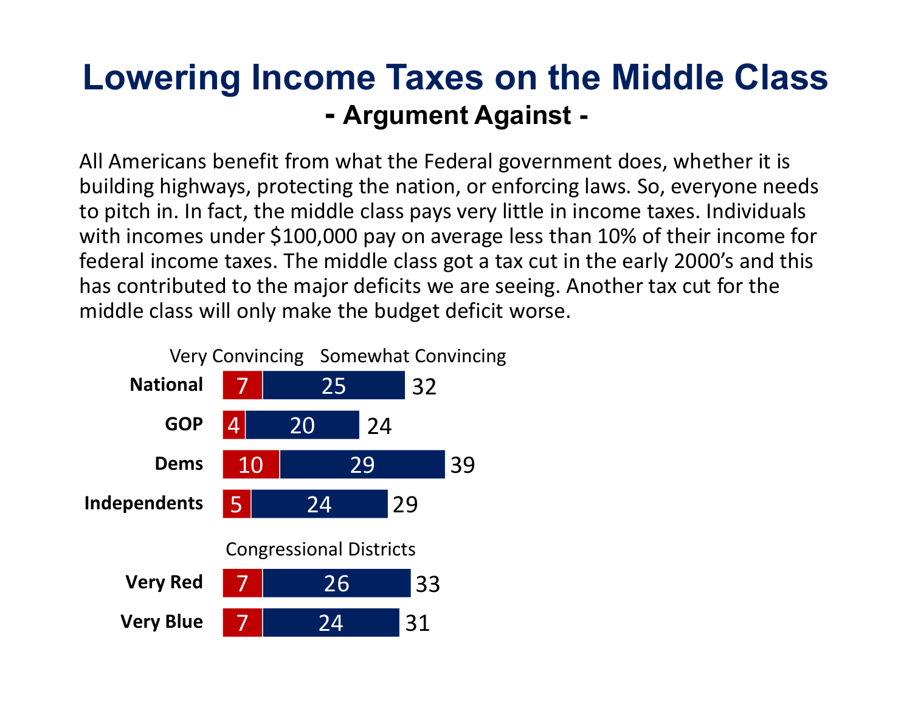# Lowering Income Taxes on the Middle Class

## - Argument Against -

All Americans benefit from what the Federal government does, whether it is building highways, protecting the nation, or enforcing laws. So, everyone needs to pitch in. In fact, the middle class pays very little in income taxes. Individuals with incomes under $100,000 pay on average less than 10% of their income for federal income taxes. The middle class got a tax cut in the early 2000's and this has contributed to the major deficits we are seeing. Another tax cut for the middle class will only make the budget deficit worse.

| | Very Convincing | Somewhat Convincing | Total |
|---|---|---|---|
| **National** | 7 | 25 | 32 |
| **GOP** | 4 | 20 | 24 |
| **Dems** | 10 | 29 | 39 |
| **Independents** | 5 | 24 | 29 |
| *Congressional Districts* | | | |
| **Very Red** | 7 | 26 | 33 |
| **Very Blue** | 7 | 24 | 31 |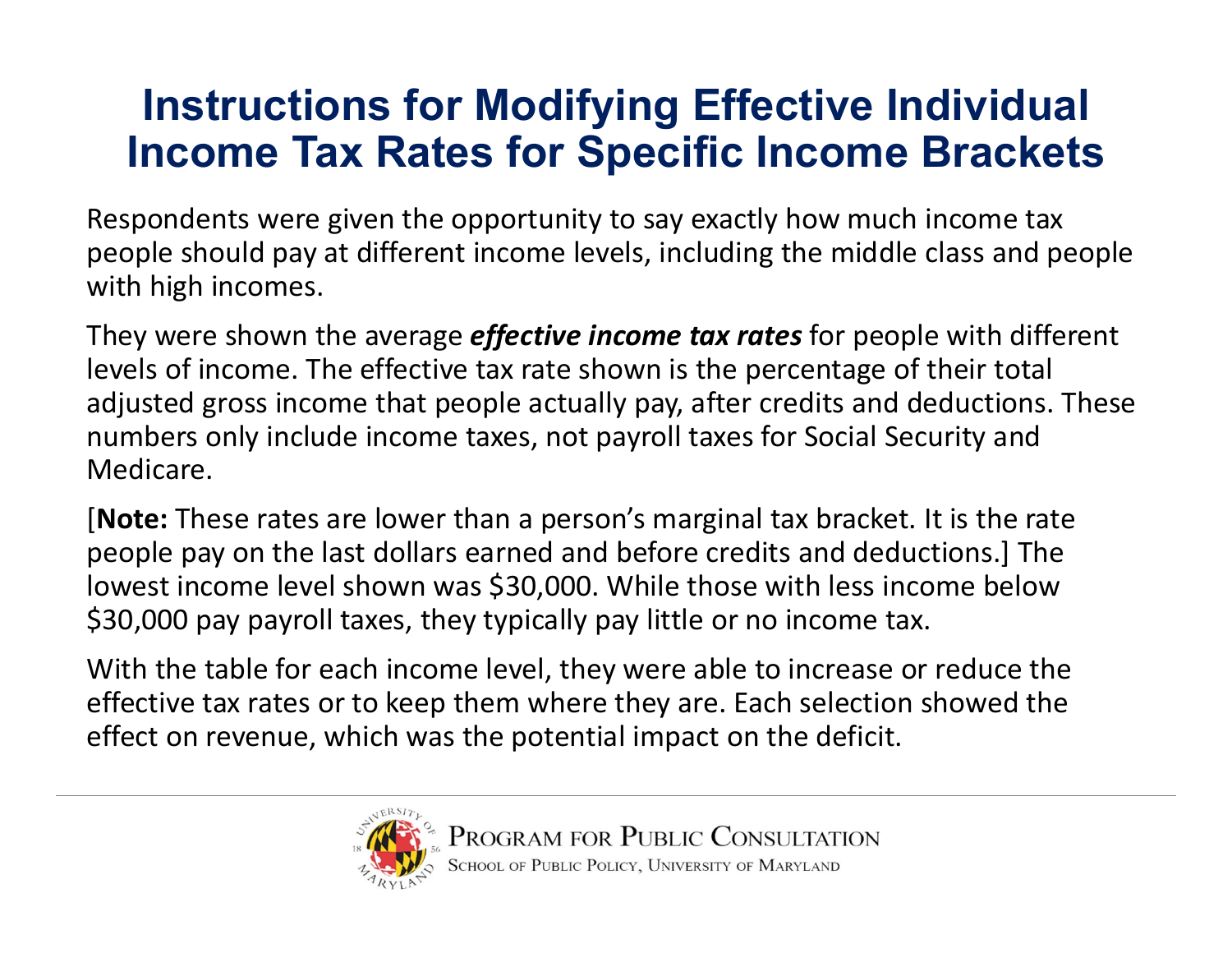# Instructions for Modifying Effective Individual Income Tax Rates for Specific Income Brackets

Respondents were given the opportunity to say exactly how much income tax people should pay at different income levels, including the middle class and people with high incomes.

They were shown the average ***effective income tax rates*** for people with different levels of income. The effective tax rate shown is the percentage of their total adjusted gross income that people actually pay, after credits and deductions. These numbers only include income taxes, not payroll taxes for Social Security and Medicare.

[**Note:** These rates are lower than a person's marginal tax bracket. It is the rate people pay on the last dollars earned and before credits and deductions.] The lowest income level shown was $30,000. While those with less income below $30,000 pay payroll taxes, they typically pay little or no income tax.

With the table for each income level, they were able to increase or reduce the effective tax rates or to keep them where they are. Each selection showed the effect on revenue, which was the potential impact on the deficit.

Program for Public Consultation
School of Public Policy, University of Maryland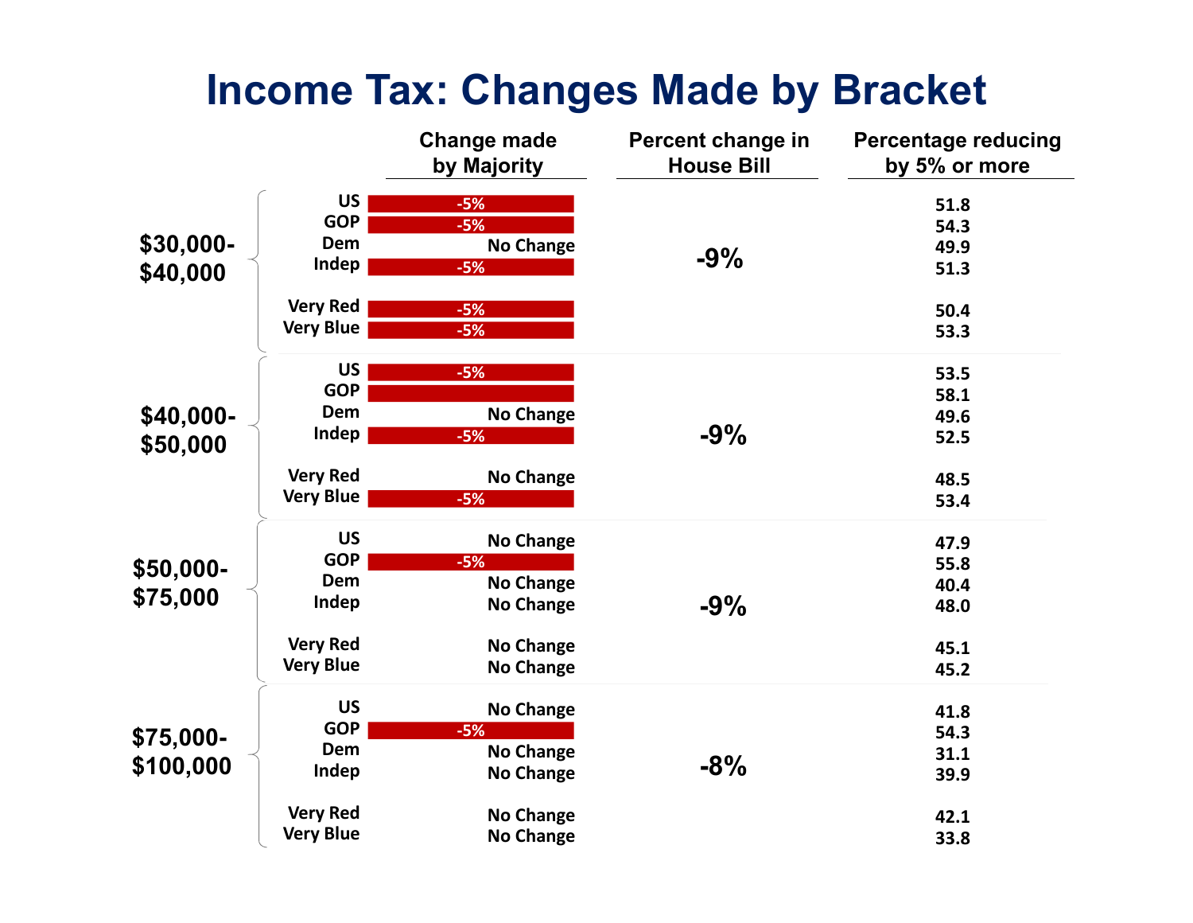# Income Tax: Changes Made by Bracket

| Bracket | Group | Change made by Majority | Percent change in House Bill | Percentage reducing by 5% or more |
|---|---|---|---|---|
| $30,000-$40,000 | US | -5% | -9% | 51.8 |
| | GOP | -5% | | 54.3 |
| | Dem | No Change | | 49.9 |
| | Indep | -5% | | 51.3 |
| | Very Red | -5% | | 50.4 |
| | Very Blue | -5% | | 53.3 |
| $40,000-$50,000 | US | -5% | -9% | 53.5 |
| | GOP | | | 58.1 |
| | Dem | No Change | | 49.6 |
| | Indep | -5% | | 52.5 |
| | Very Red | No Change | | 48.5 |
| | Very Blue | -5% | | 53.4 |
| $50,000-$75,000 | US | No Change | -9% | 47.9 |
| | GOP | -5% | | 55.8 |
| | Dem | No Change | | 40.4 |
| | Indep | No Change | | 48.0 |
| | Very Red | No Change | | 45.1 |
| | Very Blue | No Change | | 45.2 |
| $75,000-$100,000 | US | No Change | -8% | 41.8 |
| | GOP | -5% | | 54.3 |
| | Dem | No Change | | 31.1 |
| | Indep | No Change | | 39.9 |
| | Very Red | No Change | | 42.1 |
| | Very Blue | No Change | | 33.8 |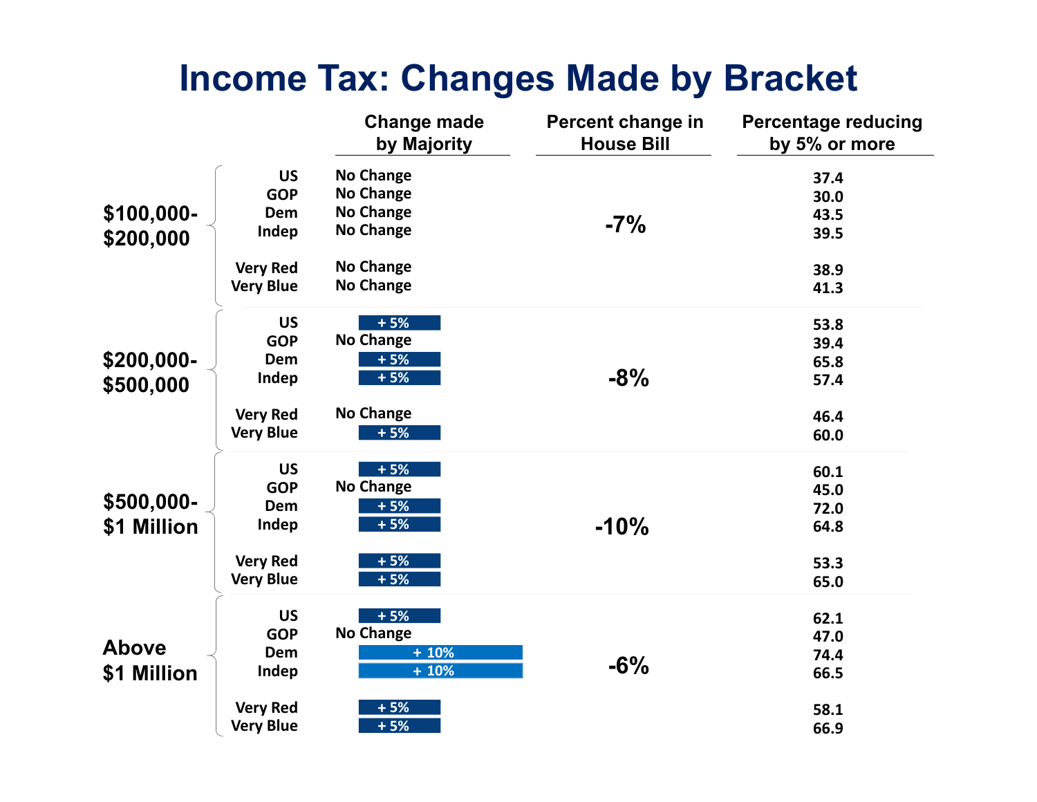# Income Tax: Changes Made by Bracket

| Bracket | Group | Change made by Majority | Percent change in House Bill | Percentage reducing by 5% or more |
|---|---|---|---|---|
| $100,000-$200,000 | US | No Change | -7% | 37.4 |
| | GOP | No Change | | 30.0 |
| | Dem | No Change | | 43.5 |
| | Indep | No Change | | 39.5 |
| | Very Red | No Change | | 38.9 |
| | Very Blue | No Change | | 41.3 |
| $200,000-$500,000 | US | + 5% | -8% | 53.8 |
| | GOP | No Change | | 39.4 |
| | Dem | + 5% | | 65.8 |
| | Indep | + 5% | | 57.4 |
| | Very Red | No Change | | 46.4 |
| | Very Blue | + 5% | | 60.0 |
| $500,000-$1 Million | US | + 5% | -10% | 60.1 |
| | GOP | No Change | | 45.0 |
| | Dem | + 5% | | 72.0 |
| | Indep | + 5% | | 64.8 |
| | Very Red | + 5% | | 53.3 |
| | Very Blue | + 5% | | 65.0 |
| Above $1 Million | US | + 5% | -6% | 62.1 |
| | GOP | No Change | | 47.0 |
| | Dem | + 10% | | 74.4 |
| | Indep | + 10% | | 66.5 |
| | Very Red | + 5% | | 58.1 |
| | Very Blue | + 5% | | 66.9 |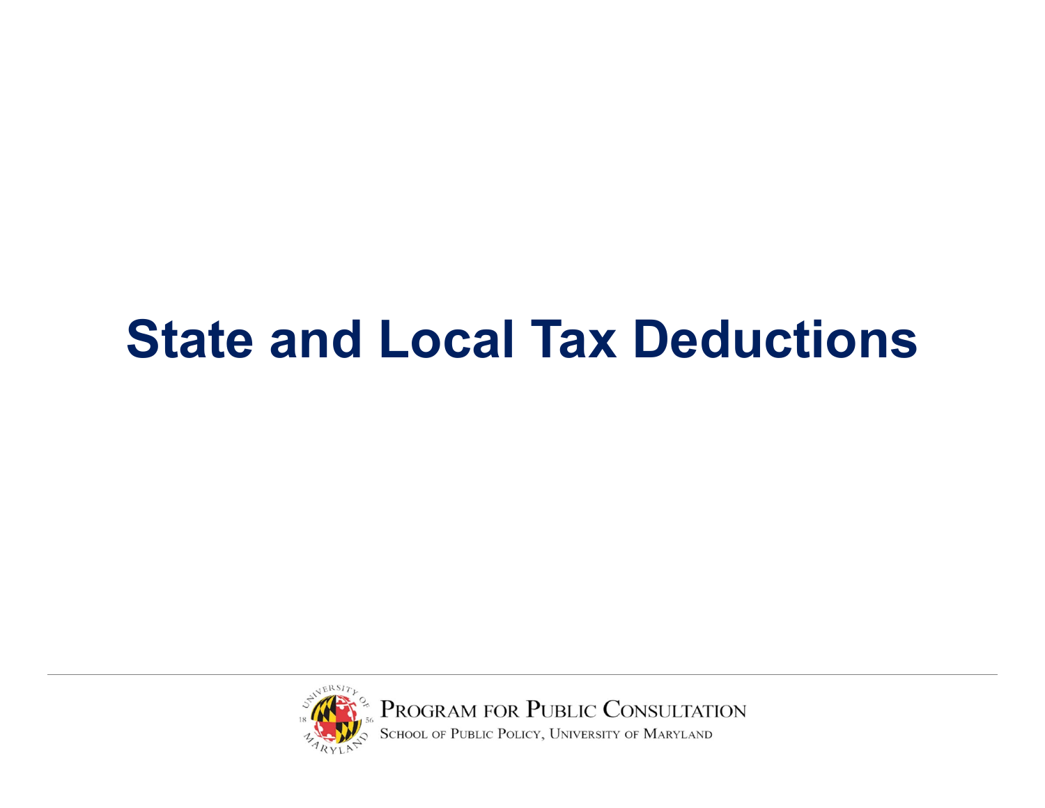# State and Local Tax Deductions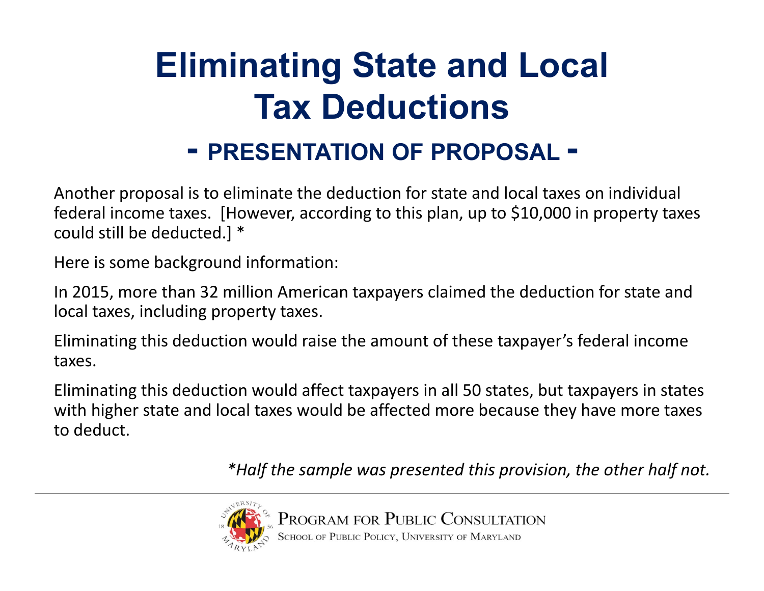# Eliminating State and Local Tax Deductions

## - PRESENTATION OF PROPOSAL -

Another proposal is to eliminate the deduction for state and local taxes on individual federal income taxes. [However, according to this plan, up to $10,000 in property taxes could still be deducted.] *

Here is some background information:

In 2015, more than 32 million American taxpayers claimed the deduction for state and local taxes, including property taxes.

Eliminating this deduction would raise the amount of these taxpayer's federal income taxes.

Eliminating this deduction would affect taxpayers in all 50 states, but taxpayers in states with higher state and local taxes would be affected more because they have more taxes to deduct.

*\*Half the sample was presented this provision, the other half not.*

PROGRAM FOR PUBLIC CONSULTATION
SCHOOL OF PUBLIC POLICY, UNIVERSITY OF MARYLAND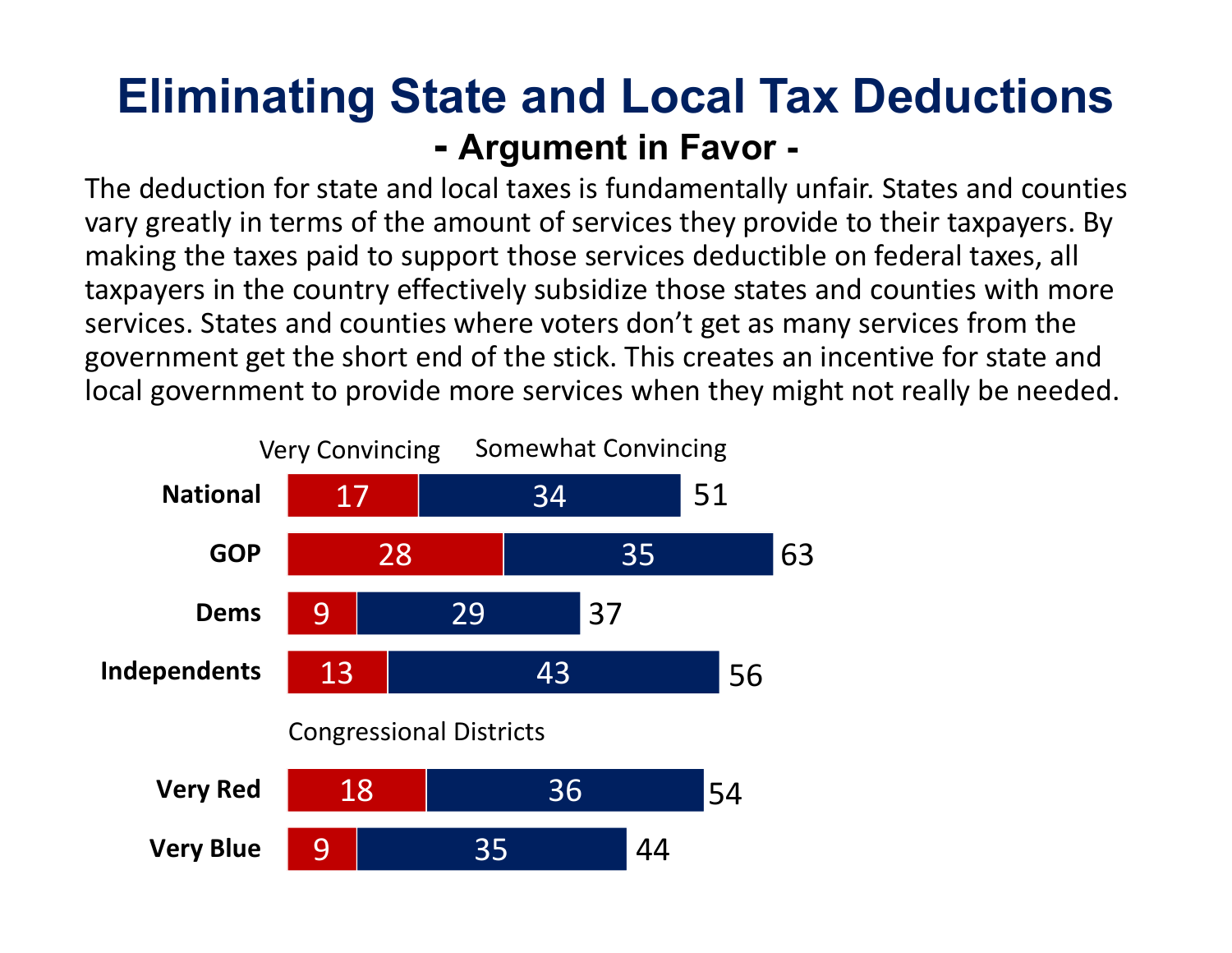# Eliminating State and Local Tax Deductions

## - Argument in Favor -

The deduction for state and local taxes is fundamentally unfair. States and counties vary greatly in terms of the amount of services they provide to their taxpayers. By making the taxes paid to support those services deductible on federal taxes, all taxpayers in the country effectively subsidize those states and counties with more services. States and counties where voters don't get as many services from the government get the short end of the stick. This creates an incentive for state and local government to provide more services when they might not really be needed.

| | Very Convincing | Somewhat Convincing | Total |
|---|---|---|---|
| **National** | 17 | 34 | 51 |
| **GOP** | 28 | 35 | 63 |
| **Dems** | 9 | 29 | 37 |
| **Independents** | 13 | 43 | 56 |
| Congressional Districts | | | |
| **Very Red** | 18 | 36 | 54 |
| **Very Blue** | 9 | 35 | 44 |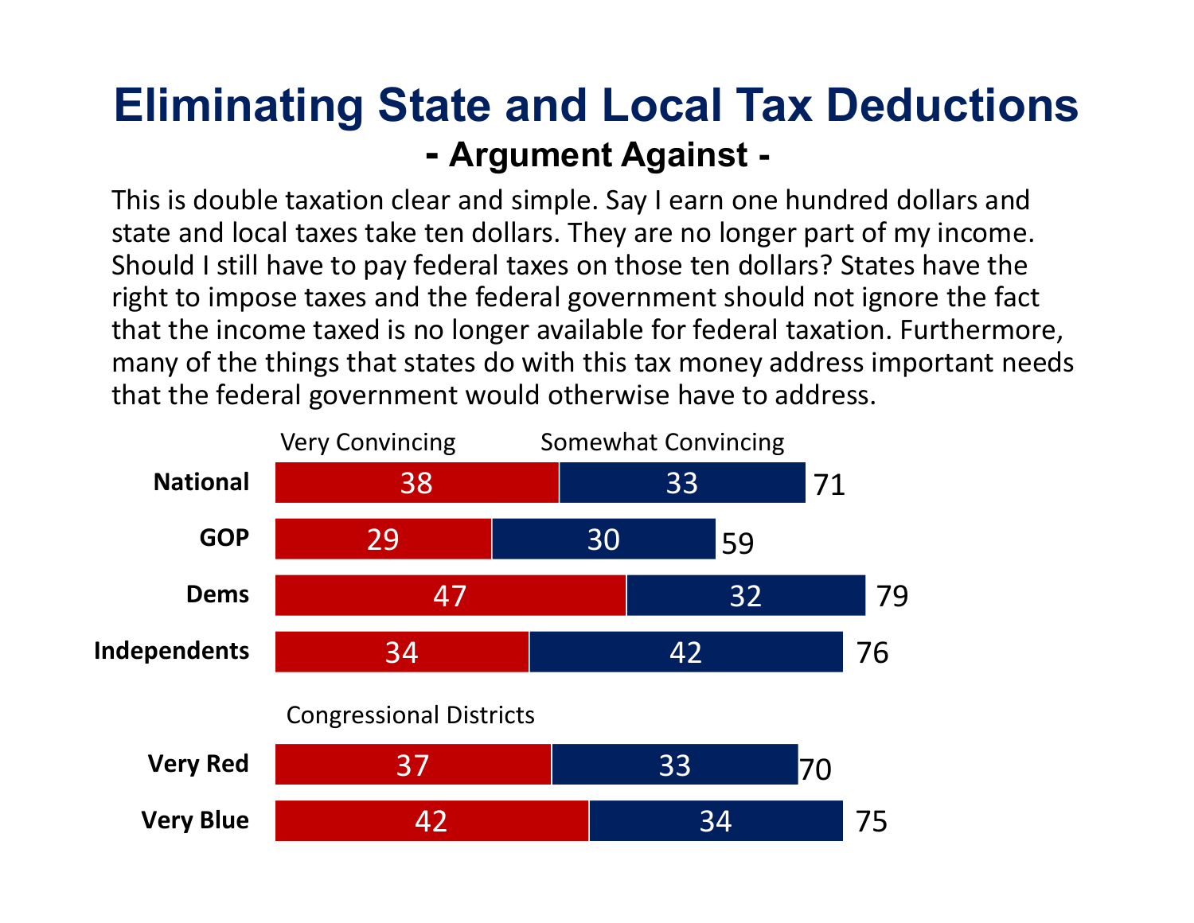# Eliminating State and Local Tax Deductions

## - Argument Against -

This is double taxation clear and simple. Say I earn one hundred dollars and state and local taxes take ten dollars. They are no longer part of my income. Should I still have to pay federal taxes on those ten dollars? States have the right to impose taxes and the federal government should not ignore the fact that the income taxed is no longer available for federal taxation. Furthermore, many of the things that states do with this tax money address important needs that the federal government would otherwise have to address.

| | Very Convincing | Somewhat Convincing | Total |
|---|---|---|---|
| National | 38 | 33 | 71 |
| GOP | 29 | 30 | 59 |
| Dems | 47 | 32 | 79 |
| Independents | 34 | 42 | 76 |
| **Congressional Districts** | | | |
| Very Red | 37 | 33 | 70 |
| Very Blue | 42 | 34 | 75 |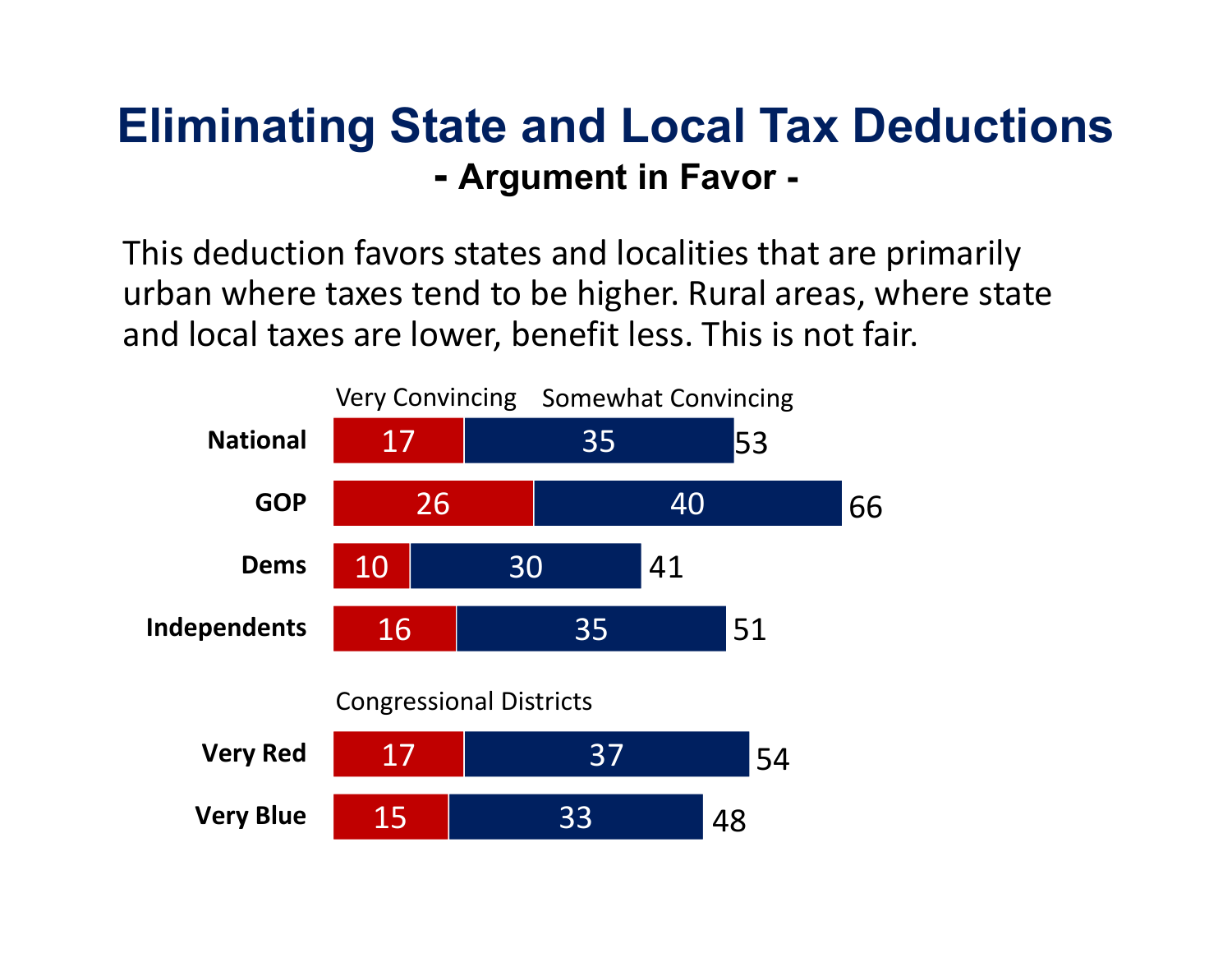# Eliminating State and Local Tax Deductions

## - Argument in Favor -

This deduction favors states and localities that are primarily urban where taxes tend to be higher. Rural areas, where state and local taxes are lower, benefit less. This is not fair.

| | Very Convincing | Somewhat Convincing | Total |
|---|---|---|---|
| **National** | 17 | 35 | 53 |
| **GOP** | 26 | 40 | 66 |
| **Dems** | 10 | 30 | 41 |
| **Independents** | 16 | 35 | 51 |
| Congressional Districts | | | |
| **Very Red** | 17 | 37 | 54 |
| **Very Blue** | 15 | 33 | 48 |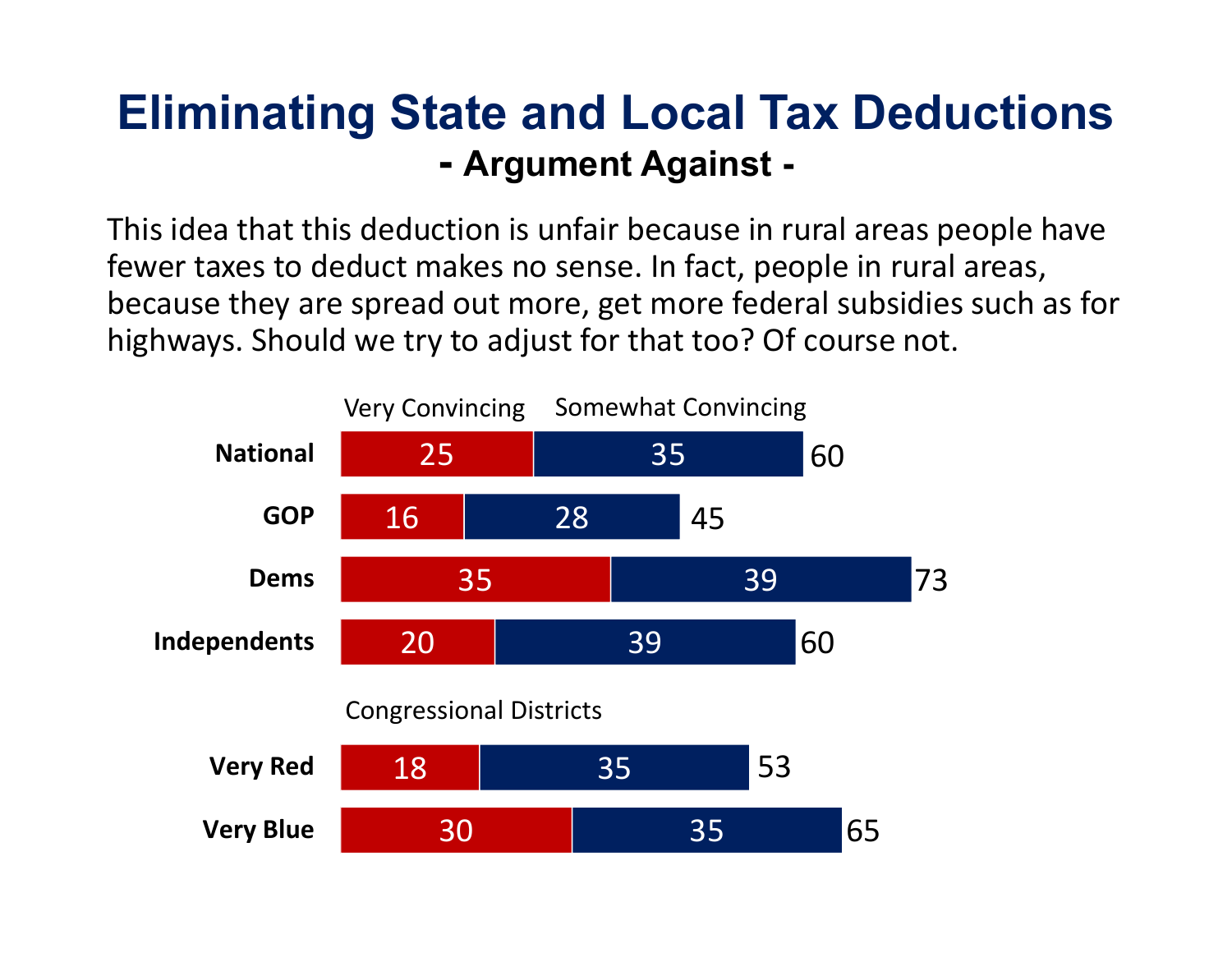# Eliminating State and Local Tax Deductions

## - Argument Against -

This idea that this deduction is unfair because in rural areas people have fewer taxes to deduct makes no sense. In fact, people in rural areas, because they are spread out more, get more federal subsidies such as for highways. Should we try to adjust for that too? Of course not.

| | Very Convincing | Somewhat Convincing | Total |
|---|---|---|---|
| **National** | 25 | 35 | 60 |
| **GOP** | 16 | 28 | 45 |
| **Dems** | 35 | 39 | 73 |
| **Independents** | 20 | 39 | 60 |
| Congressional Districts | | | |
| **Very Red** | 18 | 35 | 53 |
| **Very Blue** | 30 | 35 | 65 |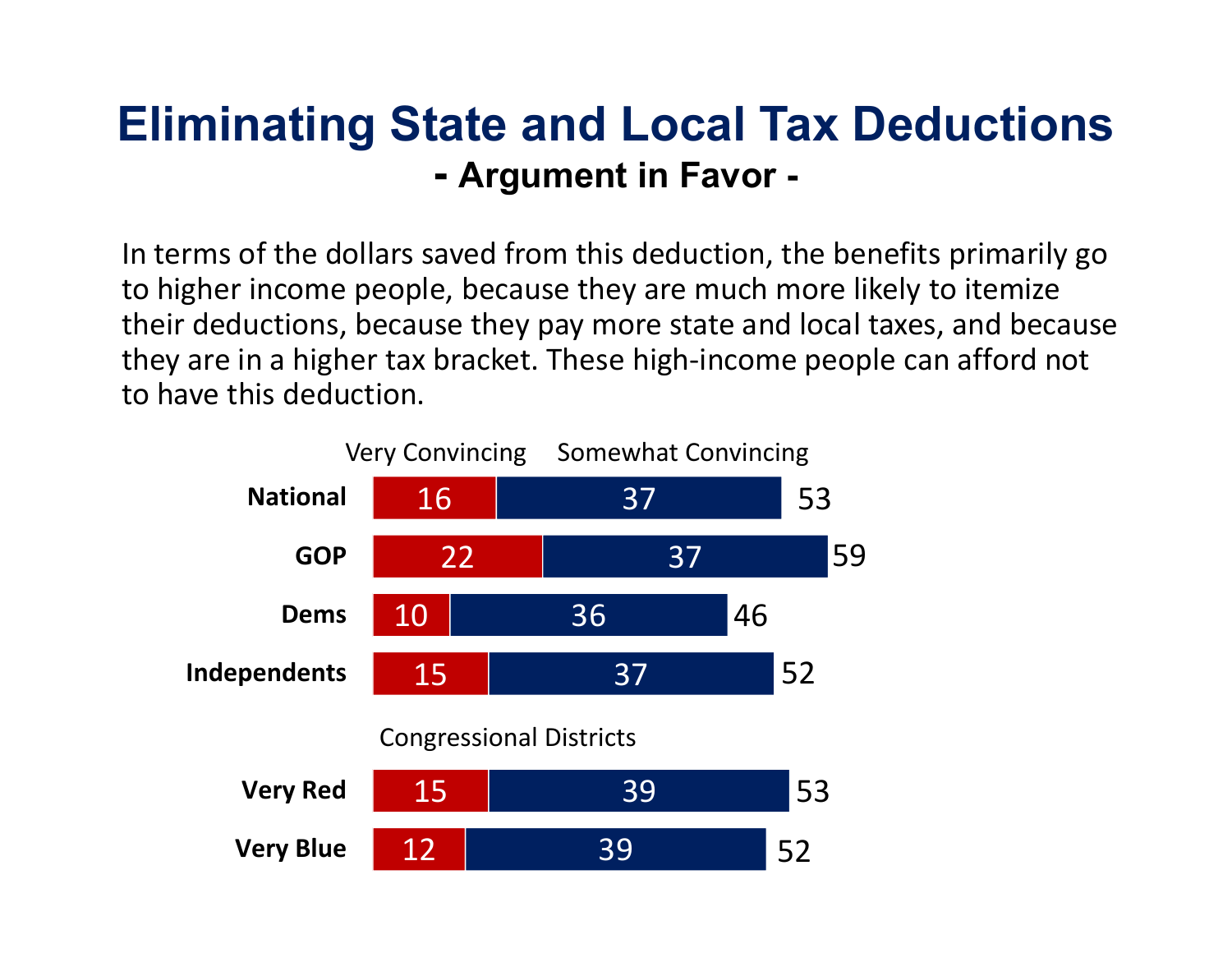# Eliminating State and Local Tax Deductions

## - Argument in Favor -

In terms of the dollars saved from this deduction, the benefits primarily go to higher income people, because they are much more likely to itemize their deductions, because they pay more state and local taxes, and because they are in a higher tax bracket. These high-income people can afford not to have this deduction.

| | Very Convincing | Somewhat Convincing | Total |
|---|---|---|---|
| **National** | 16 | 37 | 53 |
| **GOP** | 22 | 37 | 59 |
| **Dems** | 10 | 36 | 46 |
| **Independents** | 15 | 37 | 52 |
| Congressional Districts | | | |
| **Very Red** | 15 | 39 | 53 |
| **Very Blue** | 12 | 39 | 52 |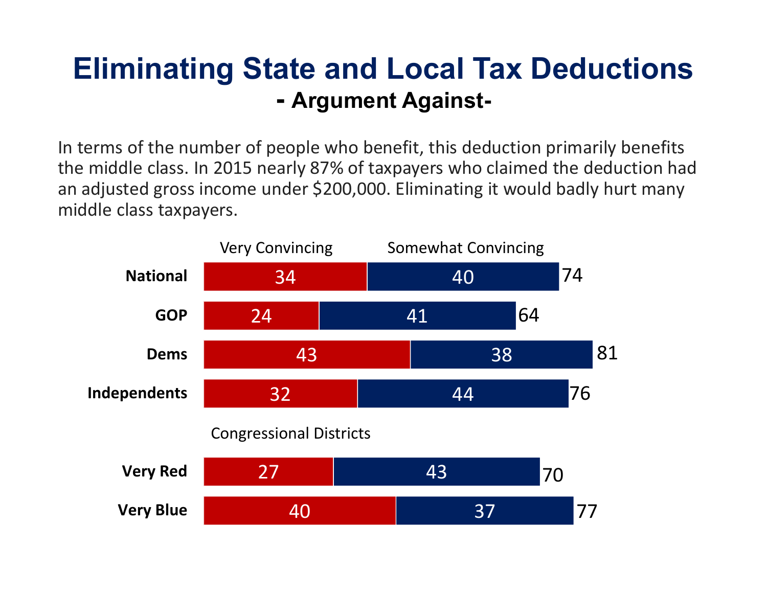# Eliminating State and Local Tax Deductions

## - Argument Against-

In terms of the number of people who benefit, this deduction primarily benefits the middle class. In 2015 nearly 87% of taxpayers who claimed the deduction had an adjusted gross income under $200,000. Eliminating it would badly hurt many middle class taxpayers.

| | Very Convincing | Somewhat Convincing | Total |
|---|---|---|---|
| **National** | 34 | 40 | 74 |
| **GOP** | 24 | 41 | 64 |
| **Dems** | 43 | 38 | 81 |
| **Independents** | 32 | 44 | 76 |
| Congressional Districts | | | |
| **Very Red** | 27 | 43 | 70 |
| **Very Blue** | 40 | 37 | 77 |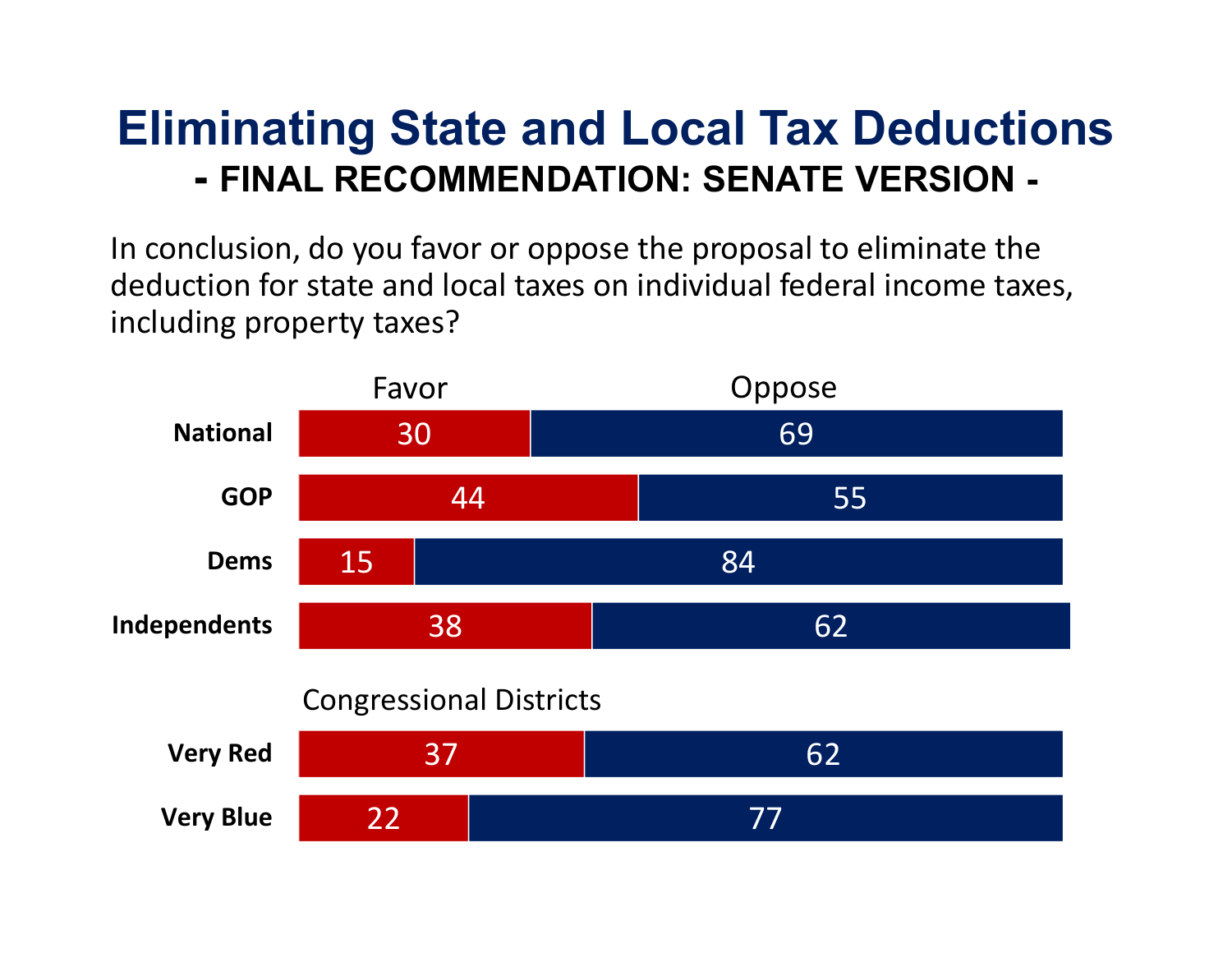# Eliminating State and Local Tax Deductions

## - FINAL RECOMMENDATION: SENATE VERSION -

In conclusion, do you favor or oppose the proposal to eliminate the deduction for state and local taxes on individual federal income taxes, including property taxes?

| | Favor | Oppose |
|---|---|---|
| **National** | 30 | 69 |
| **GOP** | 44 | 55 |
| **Dems** | 15 | 84 |
| **Independents** | 38 | 62 |
| Congressional Districts | | |
| **Very Red** | 37 | 62 |
| **Very Blue** | 22 | 77 |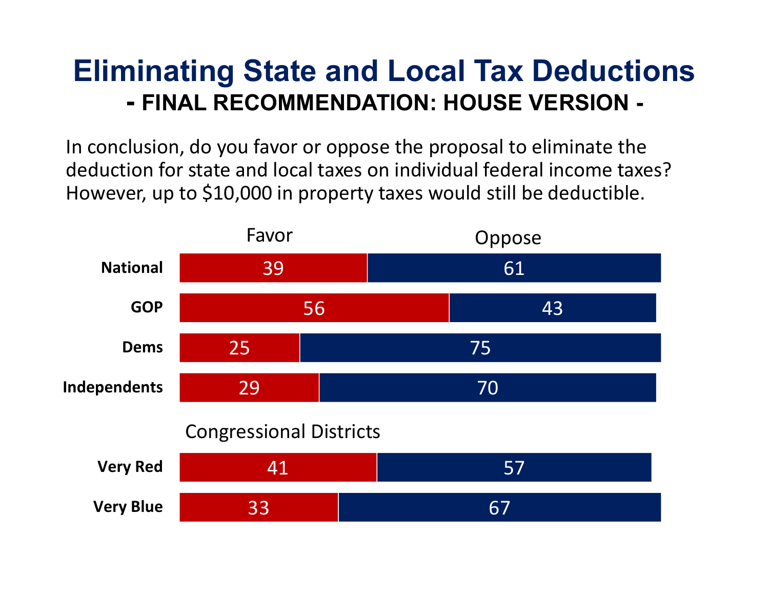# Eliminating State and Local Tax Deductions

## - FINAL RECOMMENDATION: HOUSE VERSION -

In conclusion, do you favor or oppose the proposal to eliminate the deduction for state and local taxes on individual federal income taxes? However, up to $10,000 in property taxes would still be deductible.

| | Favor | Oppose |
|---|---|---|
| **National** | 39 | 61 |
| **GOP** | 56 | 43 |
| **Dems** | 25 | 75 |
| **Independents** | 29 | 70 |
| Congressional Districts | | |
| **Very Red** | 41 | 57 |
| **Very Blue** | 33 | 67 |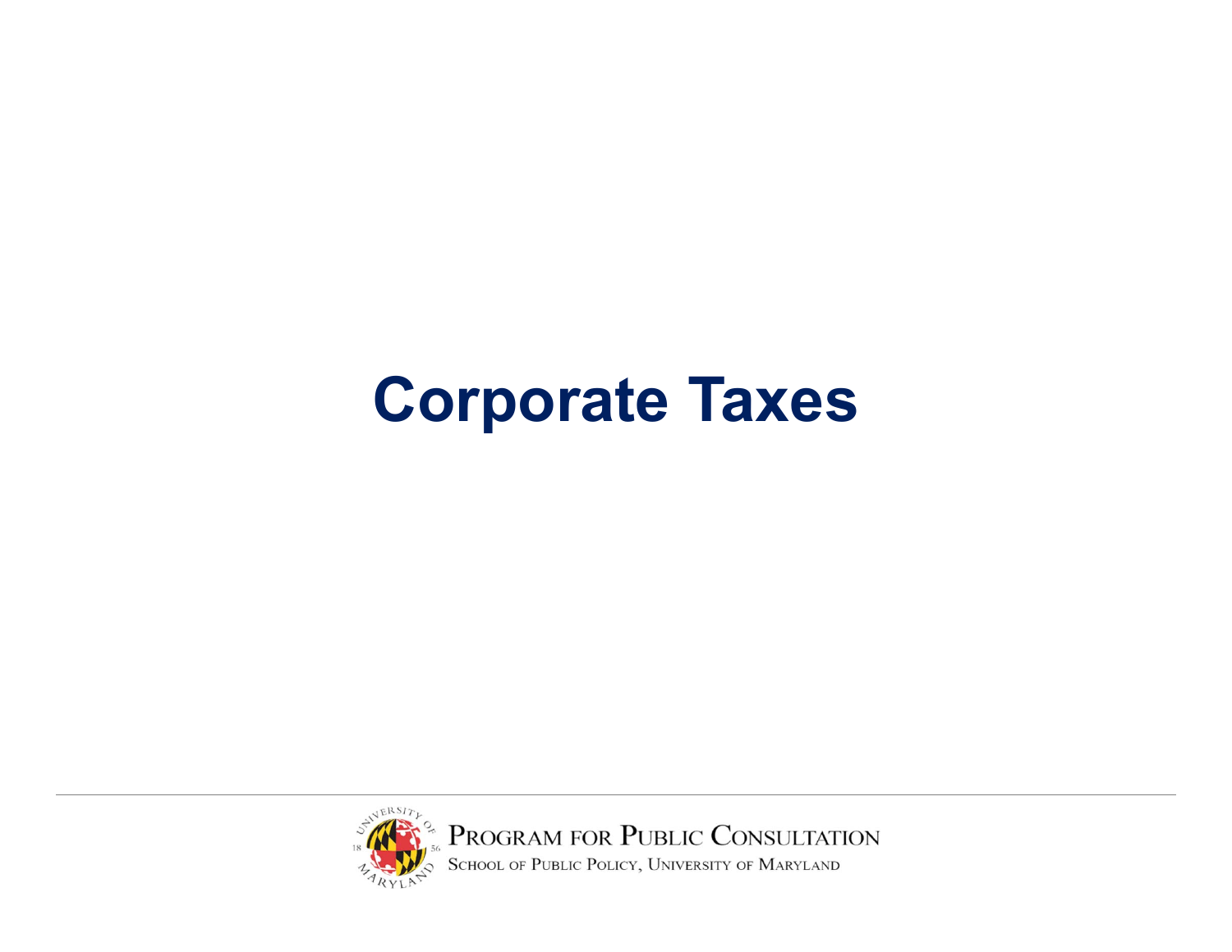# Corporate Taxes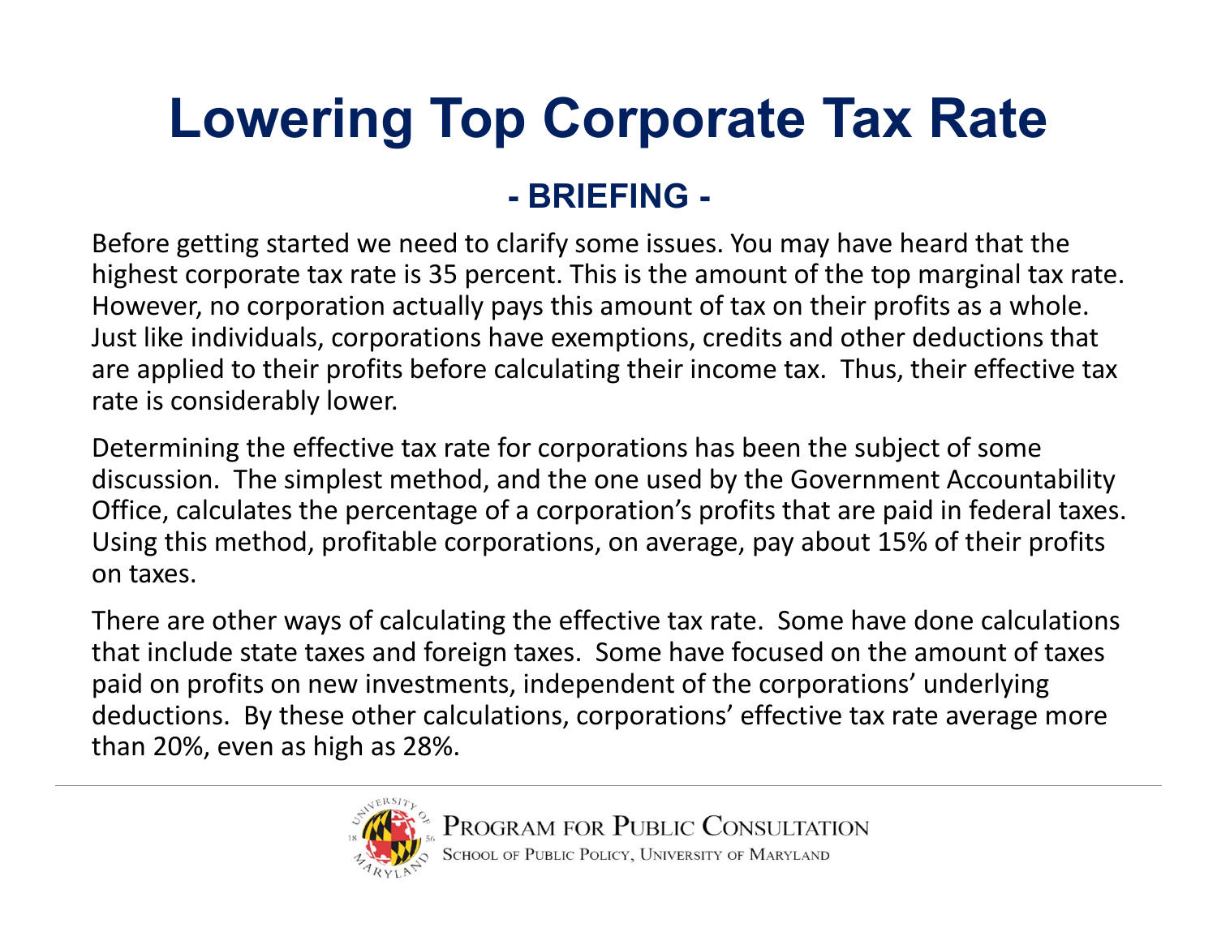# Lowering Top Corporate Tax Rate

## - BRIEFING -

Before getting started we need to clarify some issues. You may have heard that the highest corporate tax rate is 35 percent. This is the amount of the top marginal tax rate. However, no corporation actually pays this amount of tax on their profits as a whole. Just like individuals, corporations have exemptions, credits and other deductions that are applied to their profits before calculating their income tax. Thus, their effective tax rate is considerably lower.

Determining the effective tax rate for corporations has been the subject of some discussion. The simplest method, and the one used by the Government Accountability Office, calculates the percentage of a corporation's profits that are paid in federal taxes. Using this method, profitable corporations, on average, pay about 15% of their profits on taxes.

There are other ways of calculating the effective tax rate. Some have done calculations that include state taxes and foreign taxes. Some have focused on the amount of taxes paid on profits on new investments, independent of the corporations' underlying deductions. By these other calculations, corporations' effective tax rate average more than 20%, even as high as 28%.

Program for Public Consultation
School of Public Policy, University of Maryland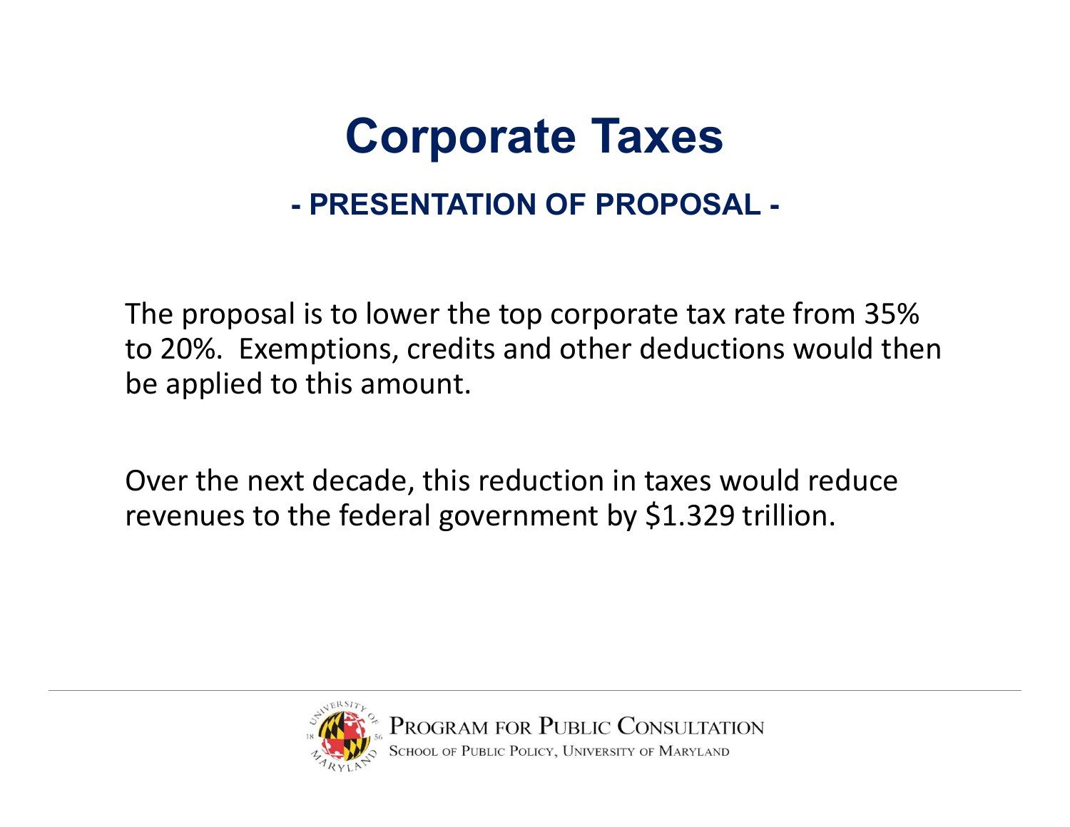# Corporate Taxes

## - PRESENTATION OF PROPOSAL -

The proposal is to lower the top corporate tax rate from 35% to 20%. Exemptions, credits and other deductions would then be applied to this amount.

Over the next decade, this reduction in taxes would reduce revenues to the federal government by $1.329 trillion.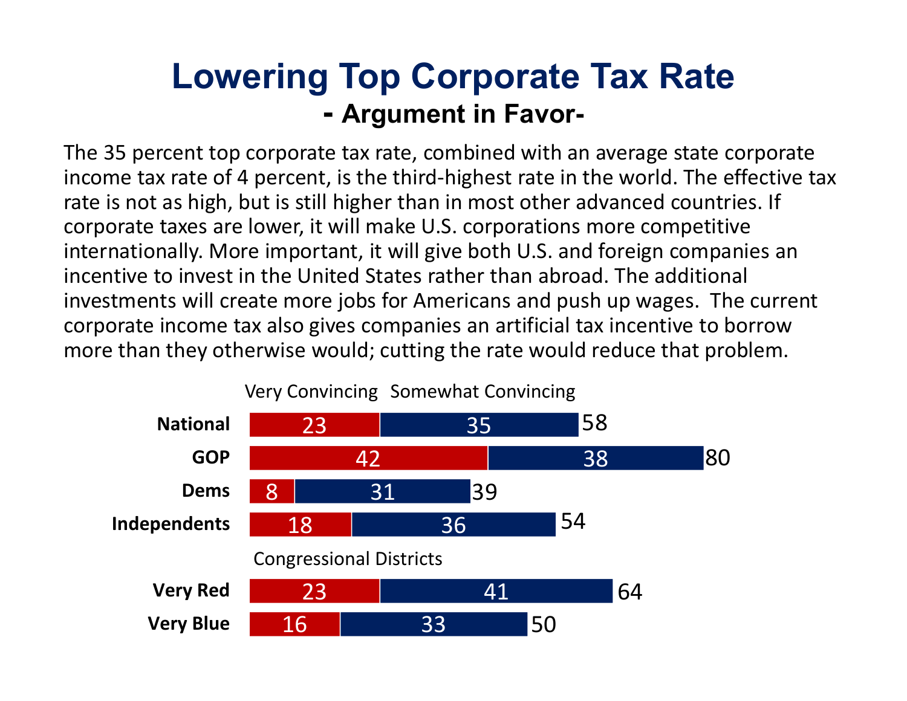# Lowering Top Corporate Tax Rate

## - Argument in Favor-

The 35 percent top corporate tax rate, combined with an average state corporate income tax rate of 4 percent, is the third-highest rate in the world. The effective tax rate is not as high, but is still higher than in most other advanced countries. If corporate taxes are lower, it will make U.S. corporations more competitive internationally. More important, it will give both U.S. and foreign companies an incentive to invest in the United States rather than abroad. The additional investments will create more jobs for Americans and push up wages. The current corporate income tax also gives companies an artificial tax incentive to borrow more than they otherwise would; cutting the rate would reduce that problem.

| | Very Convincing | Somewhat Convincing | Total |
|---|---|---|---|
| **National** | 23 | 35 | 58 |
| **GOP** | 42 | 38 | 80 |
| **Dems** | 8 | 31 | 39 |
| **Independents** | 18 | 36 | 54 |
| Congressional Districts | | | |
| **Very Red** | 23 | 41 | 64 |
| **Very Blue** | 16 | 33 | 50 |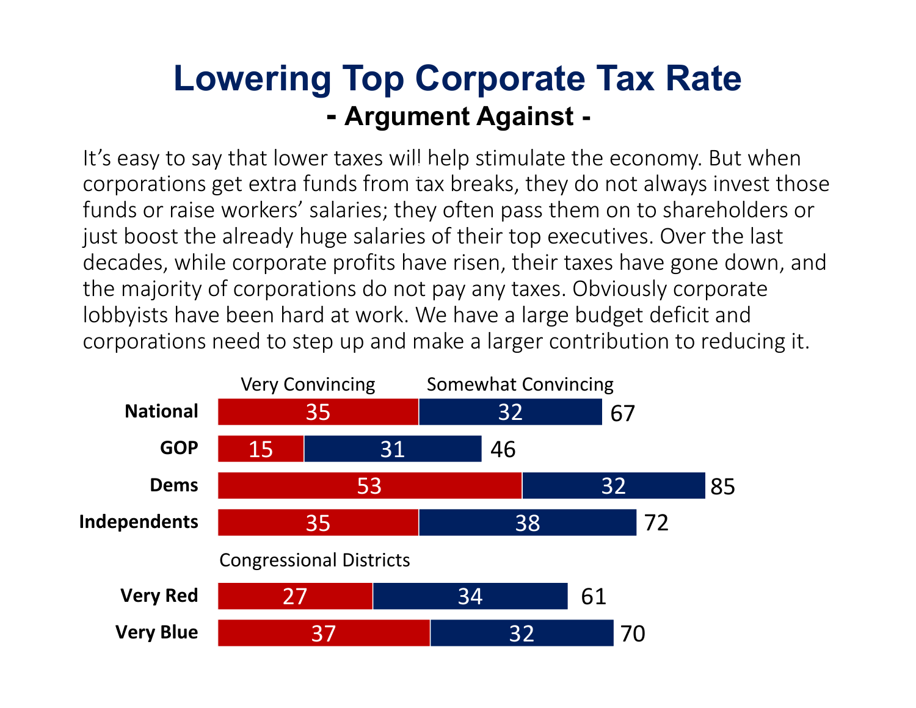# Lowering Top Corporate Tax Rate

## - Argument Against -

It's easy to say that lower taxes will help stimulate the economy. But when corporations get extra funds from tax breaks, they do not always invest those funds or raise workers' salaries; they often pass them on to shareholders or just boost the already huge salaries of their top executives. Over the last decades, while corporate profits have risen, their taxes have gone down, and the majority of corporations do not pay any taxes. Obviously corporate lobbyists have been hard at work. We have a large budget deficit and corporations need to step up and make a larger contribution to reducing it.

| | Very Convincing | Somewhat Convincing | Total |
|---|---|---|---|
| National | 35 | 32 | 67 |
| GOP | 15 | 31 | 46 |
| Dems | 53 | 32 | 85 |
| Independents | 35 | 38 | 72 |
| **Congressional Districts** | | | |
| Very Red | 27 | 34 | 61 |
| Very Blue | 37 | 32 | 70 |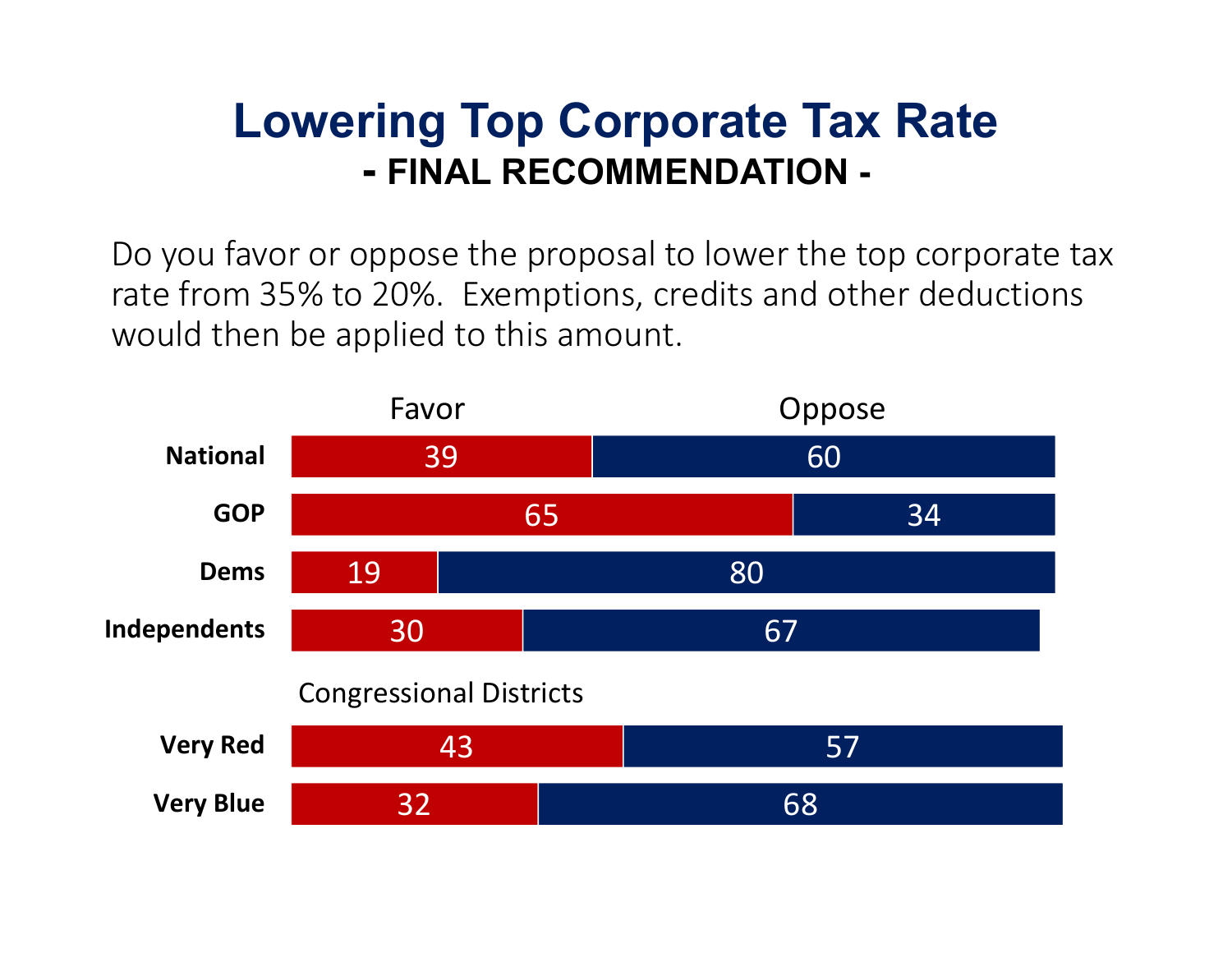# Lowering Top Corporate Tax Rate

## - FINAL RECOMMENDATION -

Do you favor or oppose the proposal to lower the top corporate tax rate from 35% to 20%. Exemptions, credits and other deductions would then be applied to this amount.

| | Favor | Oppose |
|---|---|---|
| **National** | 39 | 60 |
| **GOP** | 65 | 34 |
| **Dems** | 19 | 80 |
| **Independents** | 30 | 67 |
| Congressional Districts | | |
| **Very Red** | 43 | 57 |
| **Very Blue** | 32 | 68 |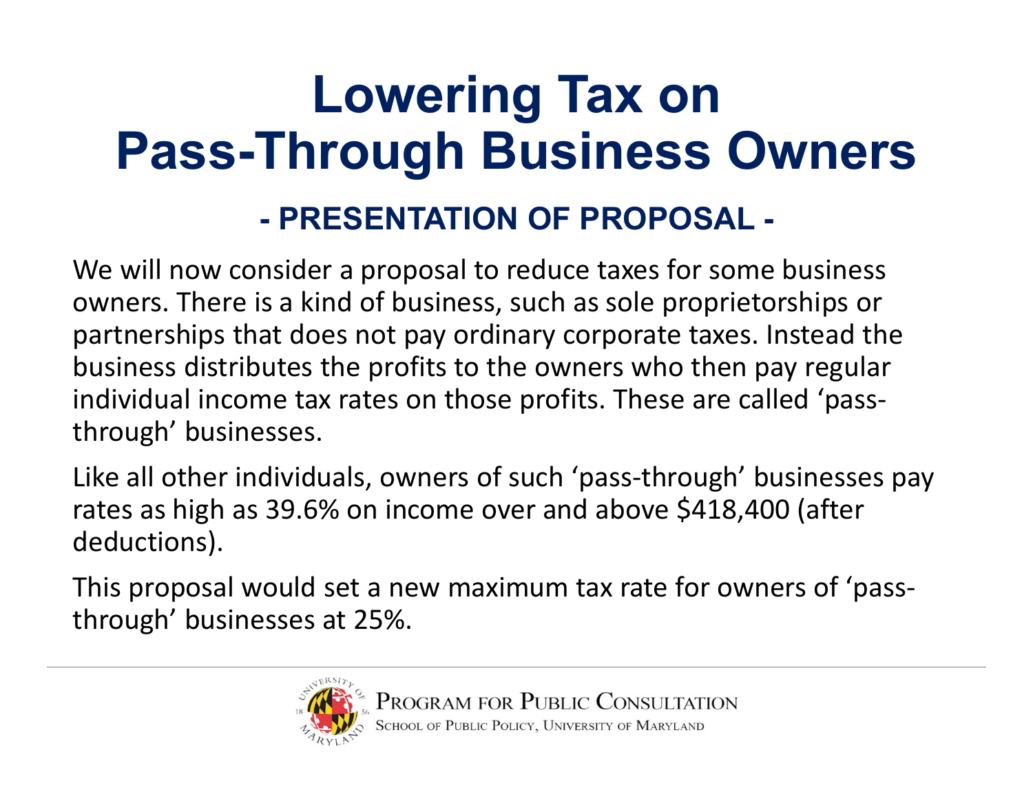# Lowering Tax on Pass-Through Business Owners

## - PRESENTATION OF PROPOSAL -

We will now consider a proposal to reduce taxes for some business owners. There is a kind of business, such as sole proprietorships or partnerships that does not pay ordinary corporate taxes. Instead the business distributes the profits to the owners who then pay regular individual income tax rates on those profits. These are called 'pass-through' businesses.

Like all other individuals, owners of such 'pass-through' businesses pay rates as high as 39.6% on income over and above $418,400 (after deductions).

This proposal would set a new maximum tax rate for owners of 'pass-through' businesses at 25%.

Program for Public Consultation
School of Public Policy, University of Maryland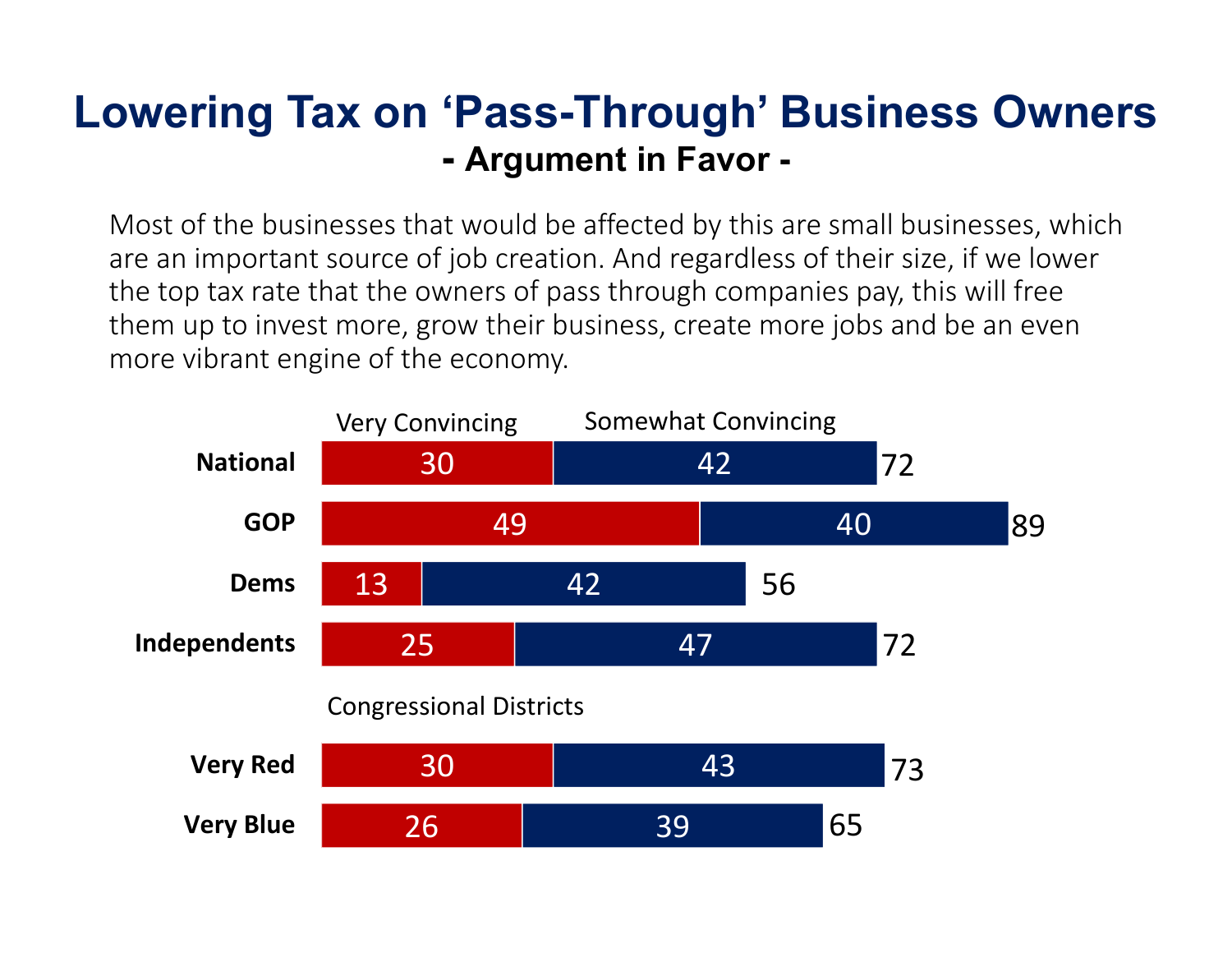# Lowering Tax on 'Pass-Through' Business Owners

## - Argument in Favor -

Most of the businesses that would be affected by this are small businesses, which are an important source of job creation. And regardless of their size, if we lower the top tax rate that the owners of pass through companies pay, this will free them up to invest more, grow their business, create more jobs and be an even more vibrant engine of the economy.

| | Very Convincing | Somewhat Convincing | Total |
|---|---|---|---|
| **National** | 30 | 42 | 72 |
| **GOP** | 49 | 40 | 89 |
| **Dems** | 13 | 42 | 56 |
| **Independents** | 25 | 47 | 72 |
| Congressional Districts | | | |
| **Very Red** | 30 | 43 | 73 |
| **Very Blue** | 26 | 39 | 65 |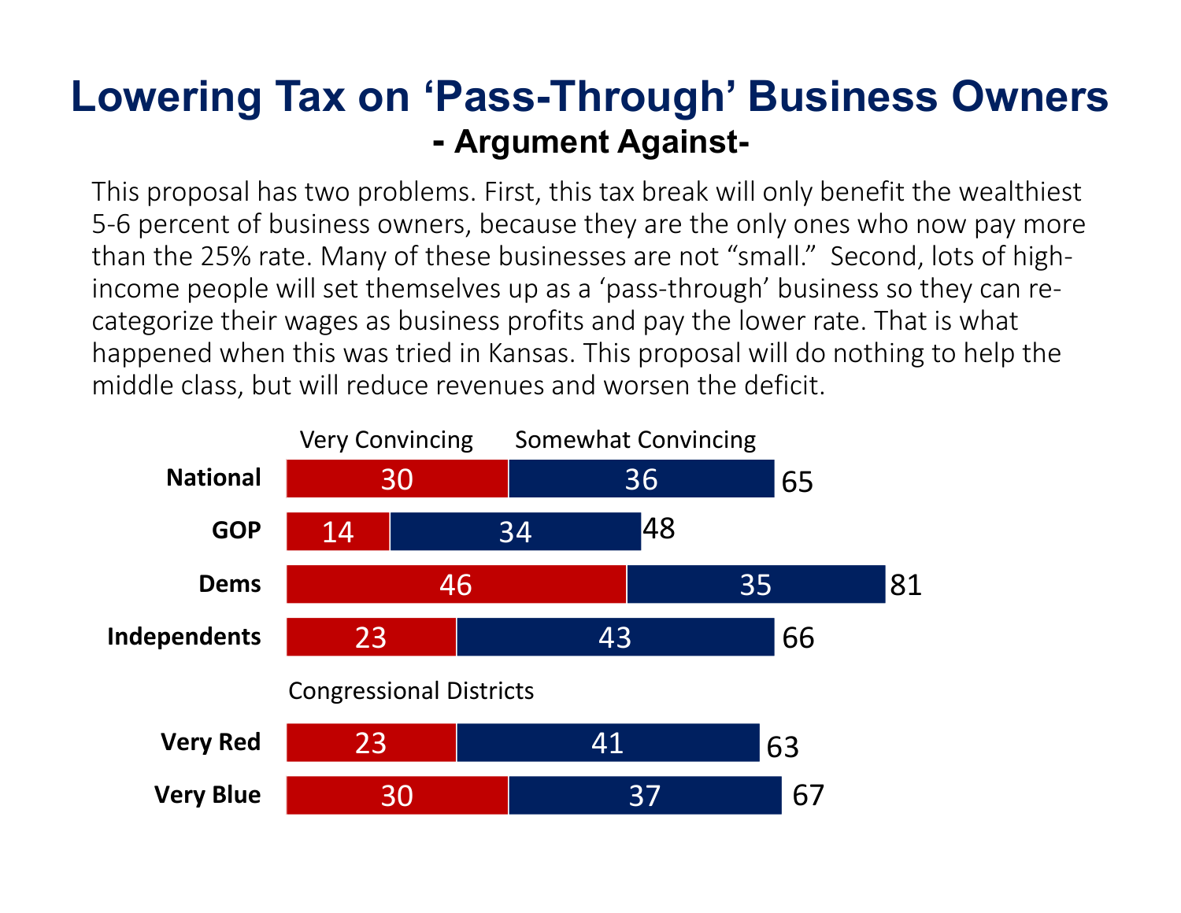# Lowering Tax on 'Pass-Through' Business Owners

## - Argument Against-

This proposal has two problems. First, this tax break will only benefit the wealthiest 5-6 percent of business owners, because they are the only ones who now pay more than the 25% rate. Many of these businesses are not "small." Second, lots of high-income people will set themselves up as a 'pass-through' business so they can re-categorize their wages as business profits and pay the lower rate. That is what happened when this was tried in Kansas. This proposal will do nothing to help the middle class, but will reduce revenues and worsen the deficit.

| | Very Convincing | Somewhat Convincing | Total |
|---|---|---|---|
| National | 30 | 36 | 65 |
| GOP | 14 | 34 | 48 |
| Dems | 46 | 35 | 81 |
| Independents | 23 | 43 | 66 |
| **Congressional Districts** | | | |
| Very Red | 23 | 41 | 63 |
| Very Blue | 30 | 37 | 67 |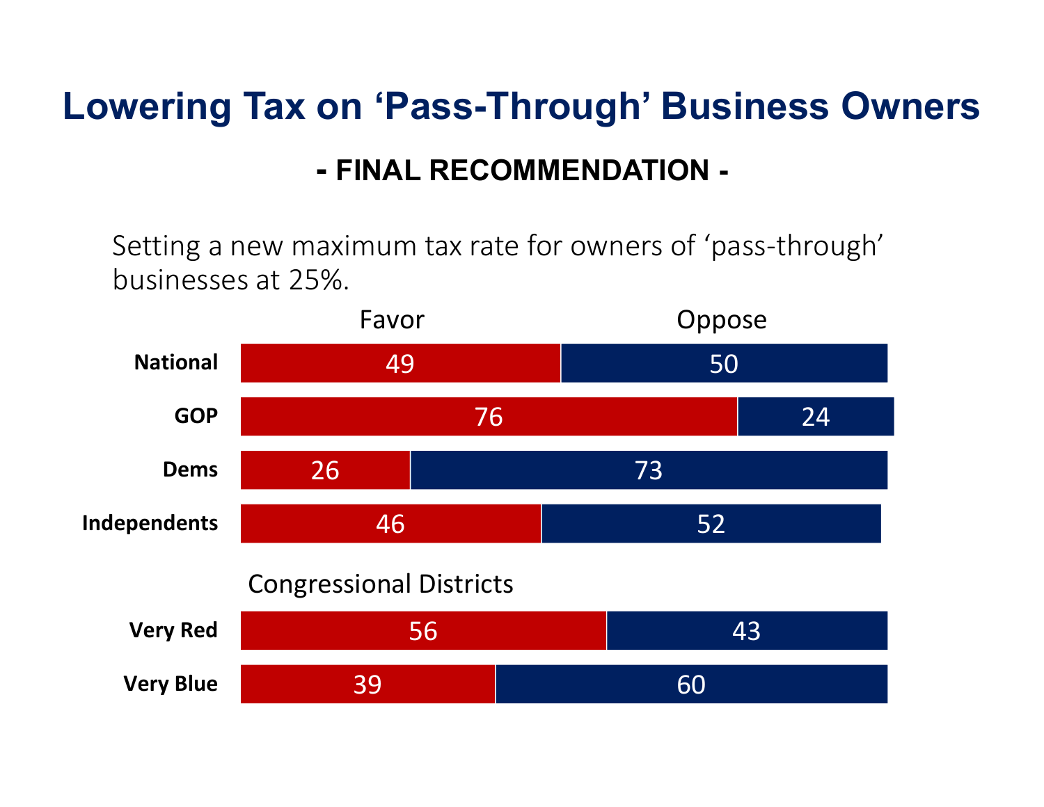# Lowering Tax on 'Pass-Through' Business Owners

### - FINAL RECOMMENDATION -

Setting a new maximum tax rate for owners of 'pass-through' businesses at 25%.

| | Favor | Oppose |
|---|---|---|
| **National** | 49 | 50 |
| **GOP** | 76 | 24 |
| **Dems** | 26 | 73 |
| **Independents** | 46 | 52 |
| Congressional Districts | | |
| **Very Red** | 56 | 43 |
| **Very Blue** | 39 | 60 |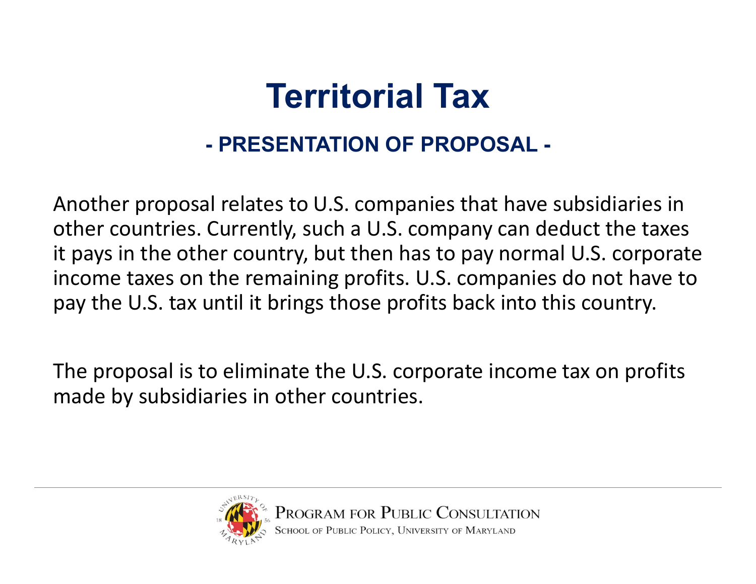# Territorial Tax

## - PRESENTATION OF PROPOSAL -

Another proposal relates to U.S. companies that have subsidiaries in other countries. Currently, such a U.S. company can deduct the taxes it pays in the other country, but then has to pay normal U.S. corporate income taxes on the remaining profits. U.S. companies do not have to pay the U.S. tax until it brings those profits back into this country.

The proposal is to eliminate the U.S. corporate income tax on profits made by subsidiaries in other countries.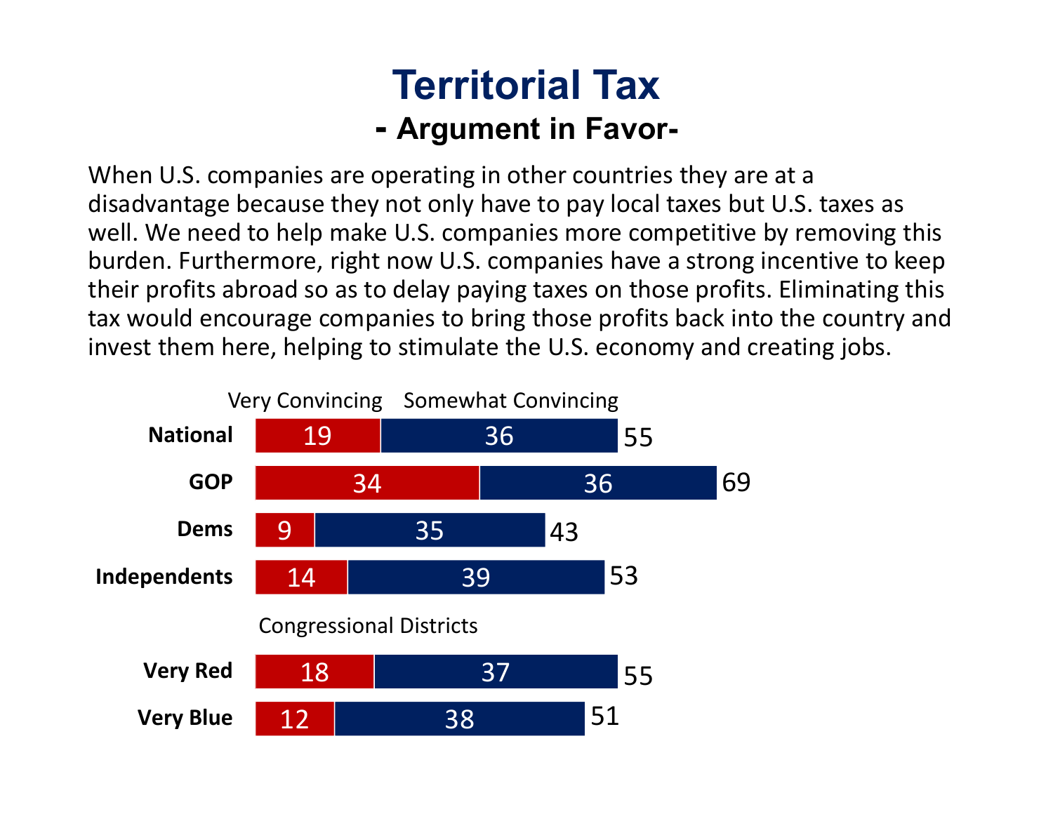# Territorial Tax

## - Argument in Favor-

When U.S. companies are operating in other countries they are at a disadvantage because they not only have to pay local taxes but U.S. taxes as well. We need to help make U.S. companies more competitive by removing this burden. Furthermore, right now U.S. companies have a strong incentive to keep their profits abroad so as to delay paying taxes on those profits. Eliminating this tax would encourage companies to bring those profits back into the country and invest them here, helping to stimulate the U.S. economy and creating jobs.

| | Very Convincing | Somewhat Convincing | Total |
|---|---|---|---|
| **National** | 19 | 36 | 55 |
| **GOP** | 34 | 36 | 69 |
| **Dems** | 9 | 35 | 43 |
| **Independents** | 14 | 39 | 53 |
| *Congressional Districts* | | | |
| **Very Red** | 18 | 37 | 55 |
| **Very Blue** | 12 | 38 | 51 |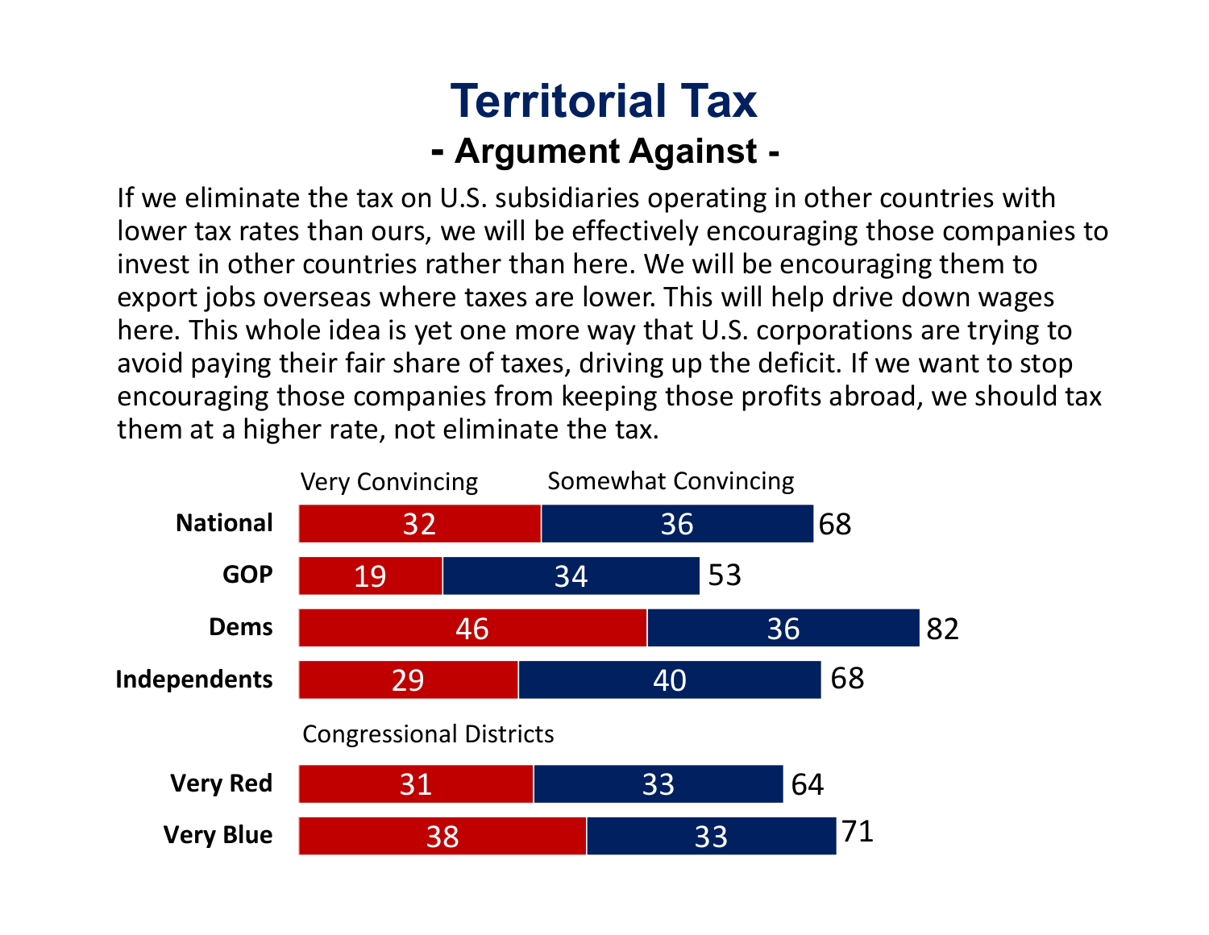# Territorial Tax

## - Argument Against -

If we eliminate the tax on U.S. subsidiaries operating in other countries with lower tax rates than ours, we will be effectively encouraging those companies to invest in other countries rather than here. We will be encouraging them to export jobs overseas where taxes are lower. This will help drive down wages here. This whole idea is yet one more way that U.S. corporations are trying to avoid paying their fair share of taxes, driving up the deficit. If we want to stop encouraging those companies from keeping those profits abroad, we should tax them at a higher rate, not eliminate the tax.

| | Very Convincing | Somewhat Convincing | Total |
|---|---|---|---|
| National | 32 | 36 | 68 |
| GOP | 19 | 34 | 53 |
| Dems | 46 | 36 | 82 |
| Independents | 29 | 40 | 68 |
| **Congressional Districts** | | | |
| Very Red | 31 | 33 | 64 |
| Very Blue | 38 | 33 | 71 |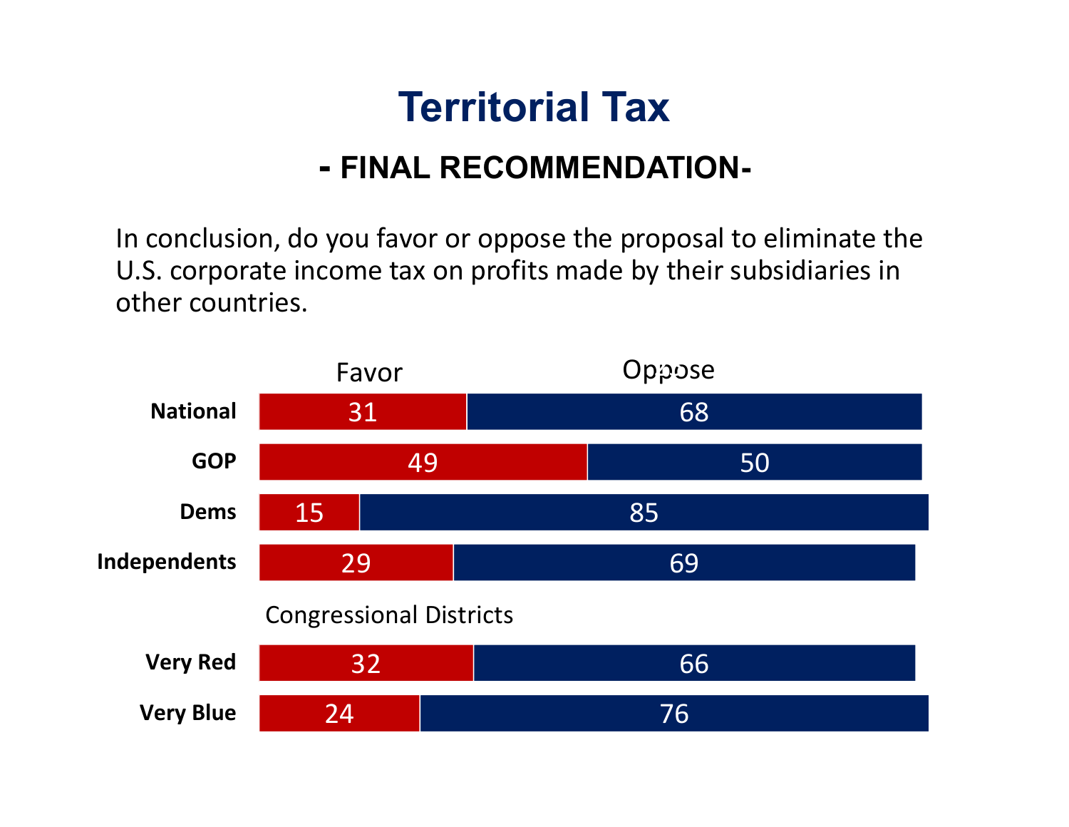# Territorial Tax

## - FINAL RECOMMENDATION-

In conclusion, do you favor or oppose the proposal to eliminate the U.S. corporate income tax on profits made by their subsidiaries in other countries.

| | Favor | Oppose |
|---|---|---|
| National | 31 | 68 |
| GOP | 49 | 50 |
| Dems | 15 | 85 |
| Independents | 29 | 69 |
| **Congressional Districts** | | |
| Very Red | 32 | 66 |
| Very Blue | 24 | 76 |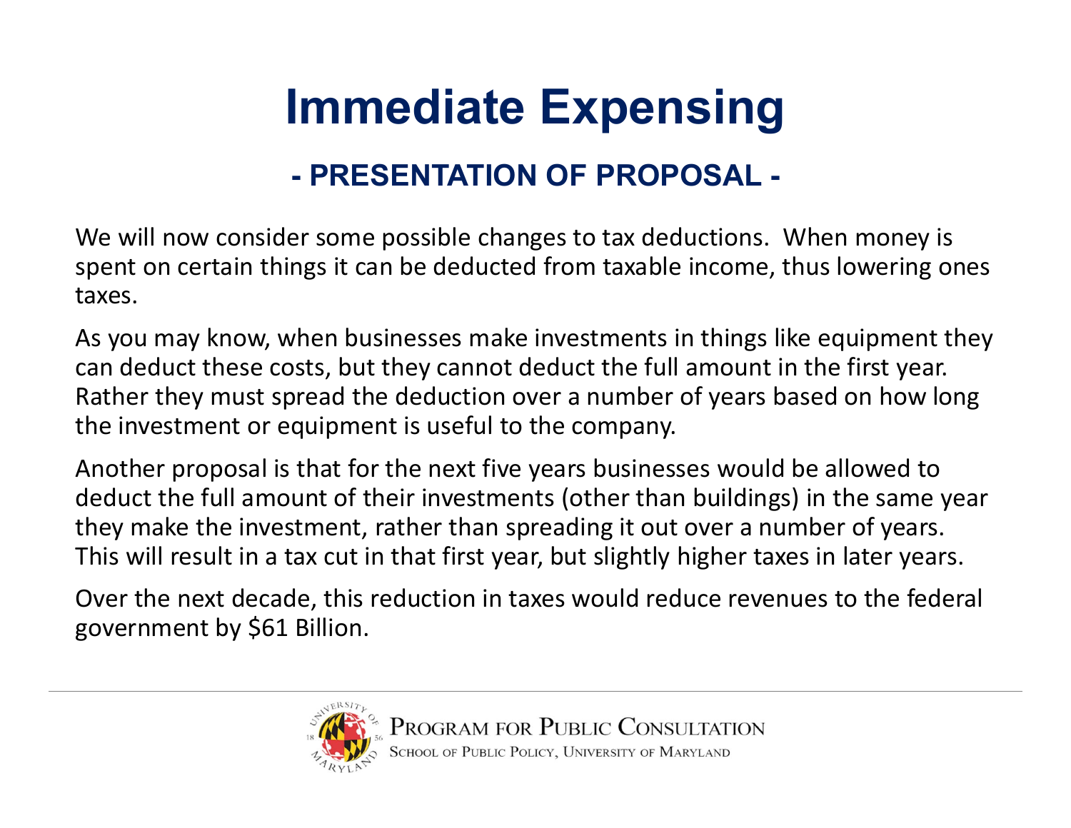# Immediate Expensing

## - PRESENTATION OF PROPOSAL -

We will now consider some possible changes to tax deductions. When money is spent on certain things it can be deducted from taxable income, thus lowering ones taxes.

As you may know, when businesses make investments in things like equipment they can deduct these costs, but they cannot deduct the full amount in the first year. Rather they must spread the deduction over a number of years based on how long the investment or equipment is useful to the company.

Another proposal is that for the next five years businesses would be allowed to deduct the full amount of their investments (other than buildings) in the same year they make the investment, rather than spreading it out over a number of years. This will result in a tax cut in that first year, but slightly higher taxes in later years.

Over the next decade, this reduction in taxes would reduce revenues to the federal government by $61 Billion.

Program for Public Consultation
School of Public Policy, University of Maryland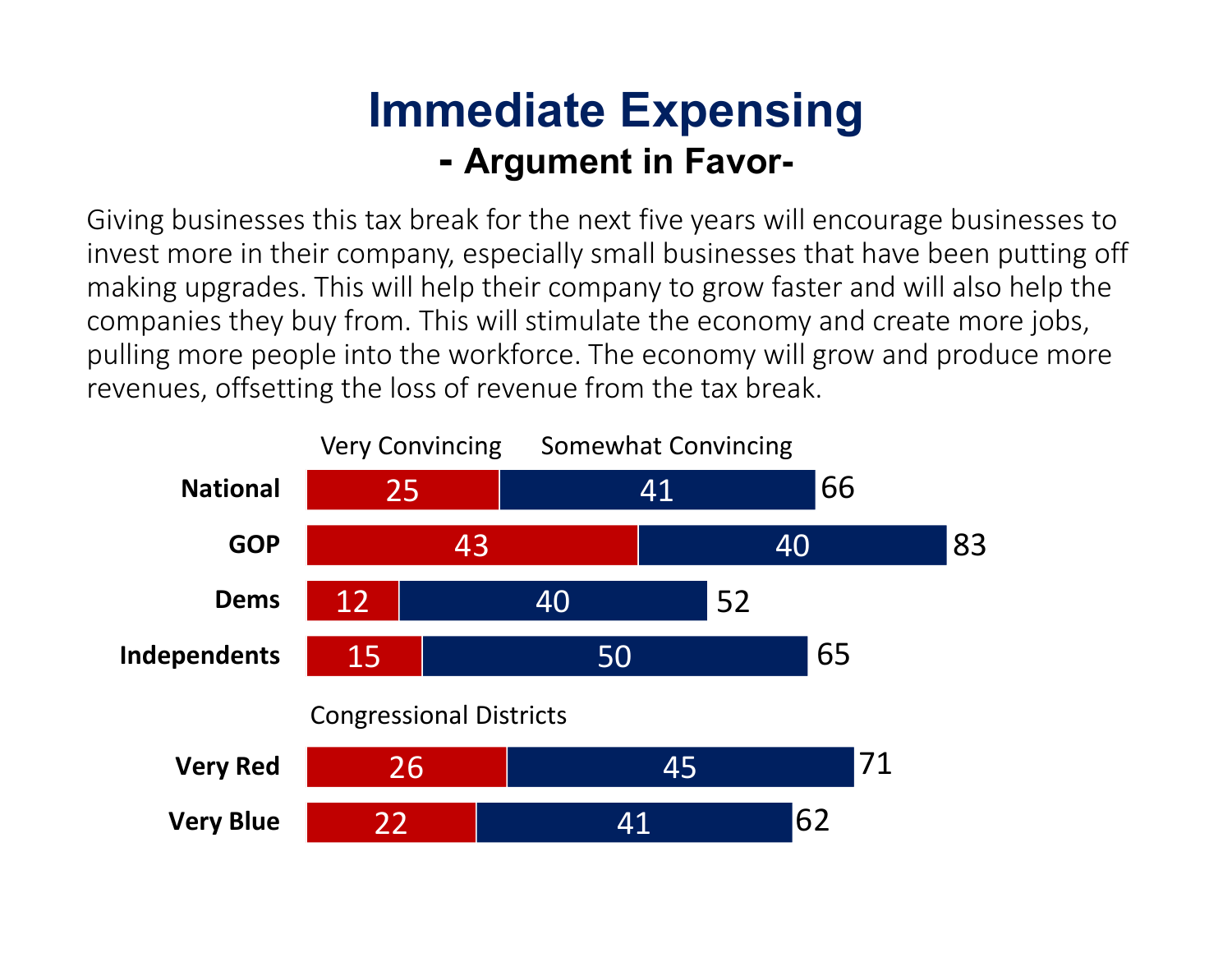# Immediate Expensing

## - Argument in Favor-

Giving businesses this tax break for the next five years will encourage businesses to invest more in their company, especially small businesses that have been putting off making upgrades. This will help their company to grow faster and will also help the companies they buy from. This will stimulate the economy and create more jobs, pulling more people into the workforce. The economy will grow and produce more revenues, offsetting the loss of revenue from the tax break.

| | Very Convincing | Somewhat Convincing | Total |
|---|---|---|---|
| **National** | 25 | 41 | 66 |
| **GOP** | 43 | 40 | 83 |
| **Dems** | 12 | 40 | 52 |
| **Independents** | 15 | 50 | 65 |
| Congressional Districts | | | |
| **Very Red** | 26 | 45 | 71 |
| **Very Blue** | 22 | 41 | 62 |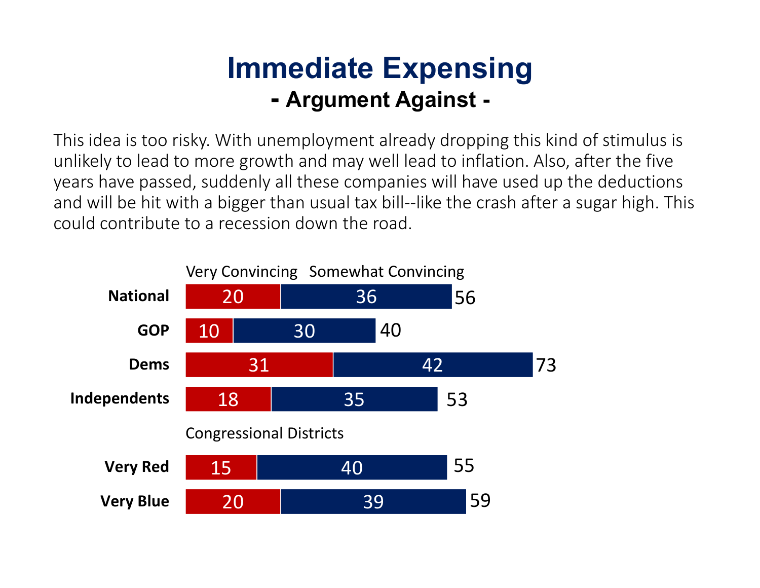# Immediate Expensing

## - Argument Against -

This idea is too risky. With unemployment already dropping this kind of stimulus is unlikely to lead to more growth and may well lead to inflation. Also, after the five years have passed, suddenly all these companies will have used up the deductions and will be hit with a bigger than usual tax bill--like the crash after a sugar high. This could contribute to a recession down the road.

| | Very Convincing | Somewhat Convincing | Total |
|---|---|---|---|
| **National** | 20 | 36 | 56 |
| **GOP** | 10 | 30 | 40 |
| **Dems** | 31 | 42 | 73 |
| **Independents** | 18 | 35 | 53 |
| Congressional Districts | | | |
| **Very Red** | 15 | 40 | 55 |
| **Very Blue** | 20 | 39 | 59 |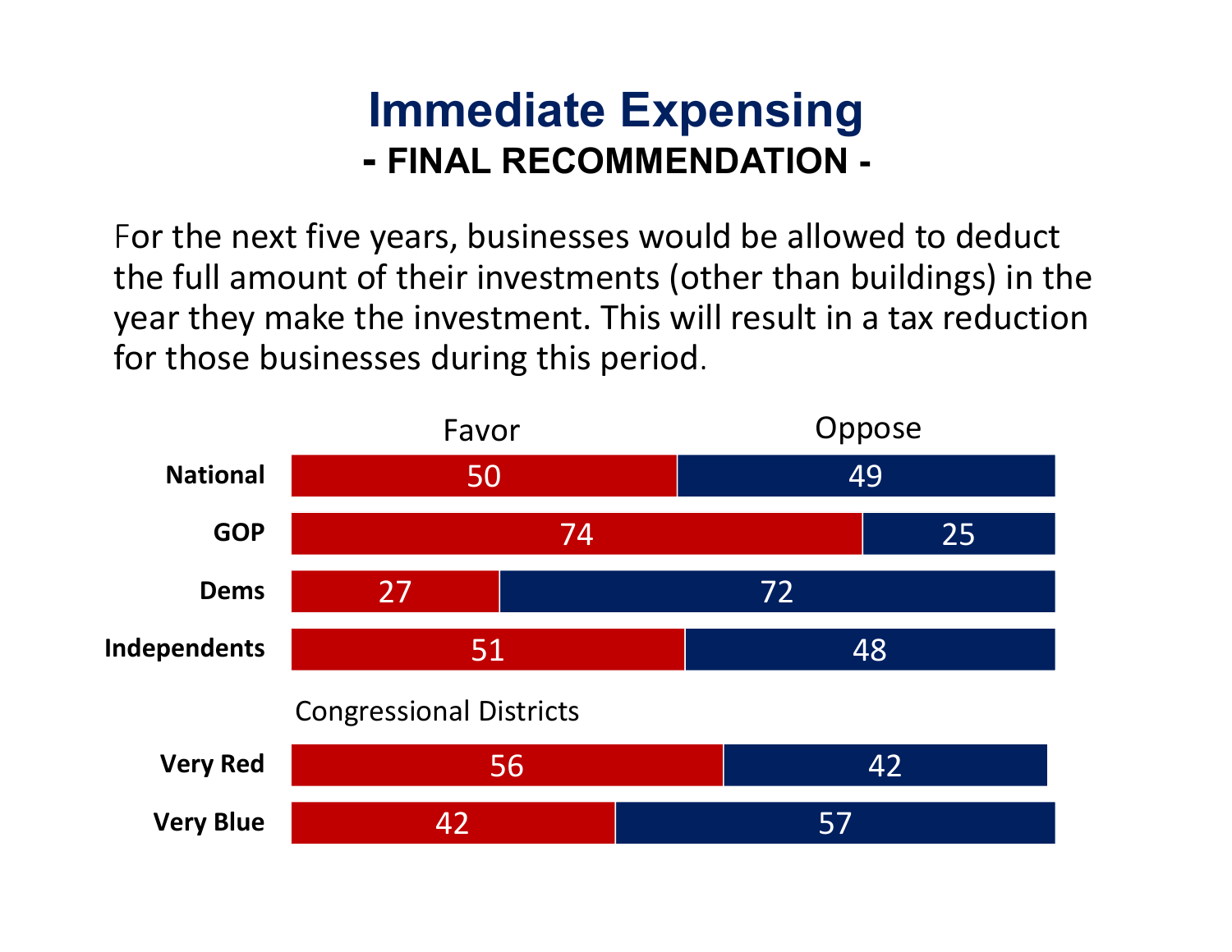# Immediate Expensing

## - FINAL RECOMMENDATION -

For the next five years, businesses would be allowed to deduct the full amount of their investments (other than buildings) in the year they make the investment. This will result in a tax reduction for those businesses during this period.

| | Favor | Oppose |
|---|---|---|
| **National** | 50 | 49 |
| **GOP** | 74 | 25 |
| **Dems** | 27 | 72 |
| **Independents** | 51 | 48 |
| Congressional Districts | | |
| **Very Red** | 56 | 42 |
| **Very Blue** | 42 | 57 |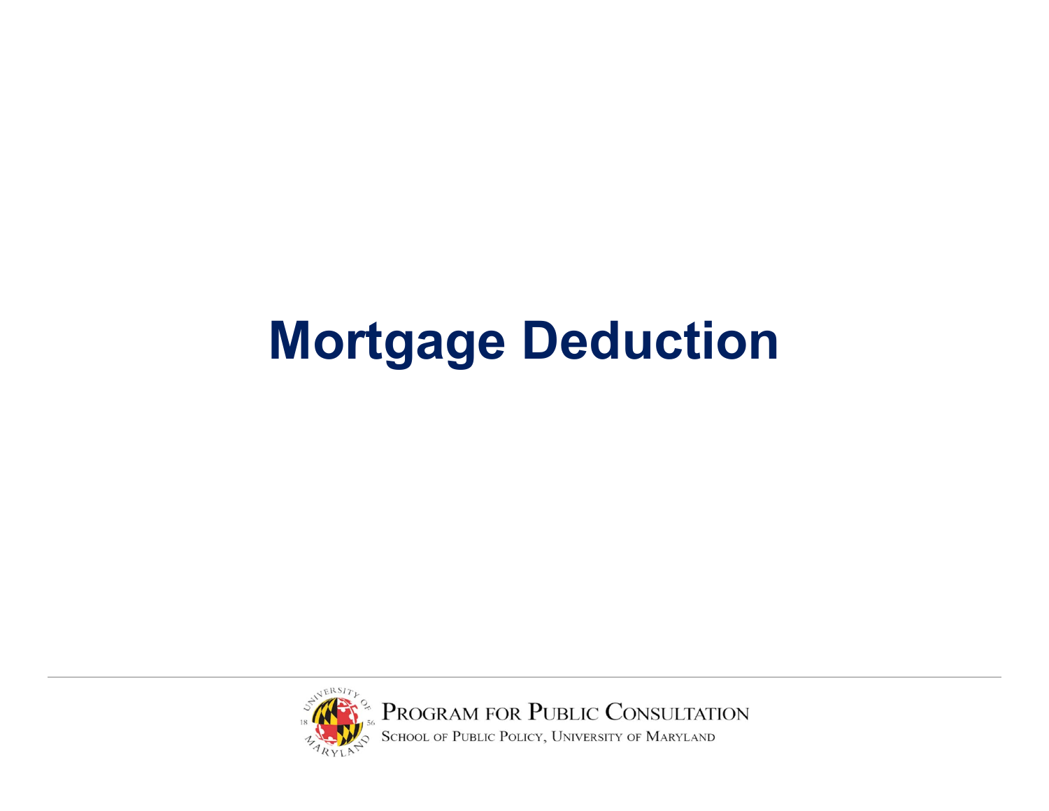# Mortgage Deduction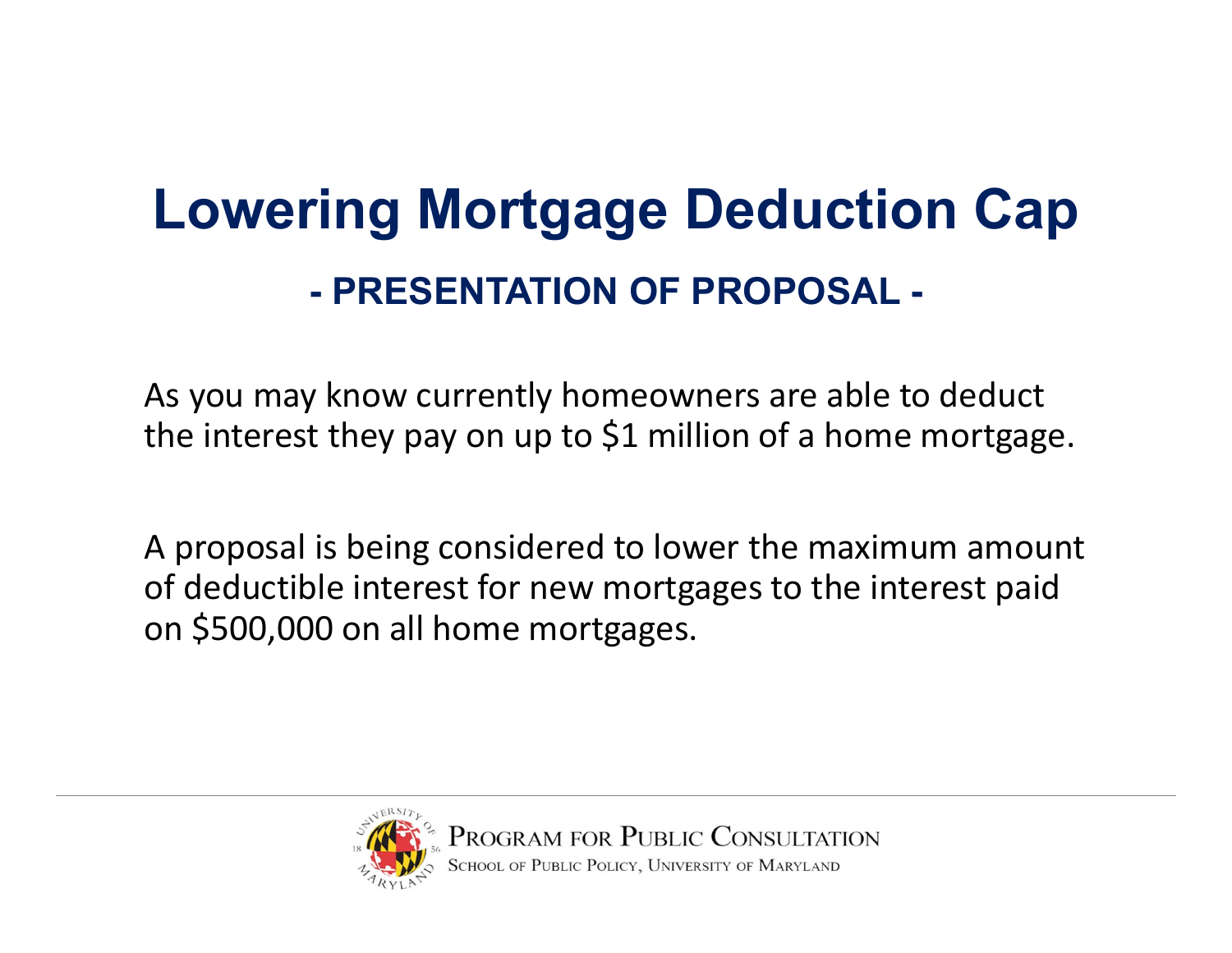# Lowering Mortgage Deduction Cap

## - PRESENTATION OF PROPOSAL -

As you may know currently homeowners are able to deduct the interest they pay on up to $1 million of a home mortgage.

A proposal is being considered to lower the maximum amount of deductible interest for new mortgages to the interest paid on $500,000 on all home mortgages.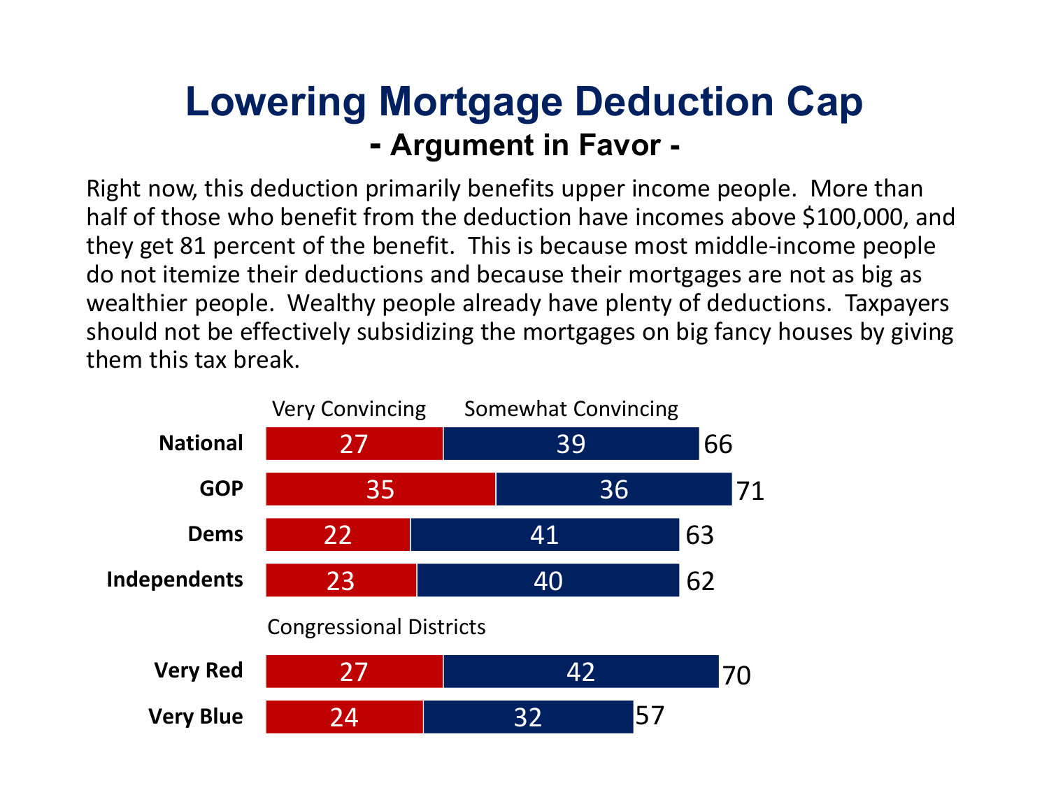# Lowering Mortgage Deduction Cap

## - Argument in Favor -

Right now, this deduction primarily benefits upper income people. More than half of those who benefit from the deduction have incomes above $100,000, and they get 81 percent of the benefit. This is because most middle-income people do not itemize their deductions and because their mortgages are not as big as wealthier people. Wealthy people already have plenty of deductions. Taxpayers should not be effectively subsidizing the mortgages on big fancy houses by giving them this tax break.

| | Very Convincing | Somewhat Convincing | Total |
|---|---|---|---|
| **National** | 27 | 39 | 66 |
| **GOP** | 35 | 36 | 71 |
| **Dems** | 22 | 41 | 63 |
| **Independents** | 23 | 40 | 62 |
| Congressional Districts | | | |
| **Very Red** | 27 | 42 | 70 |
| **Very Blue** | 24 | 32 | 57 |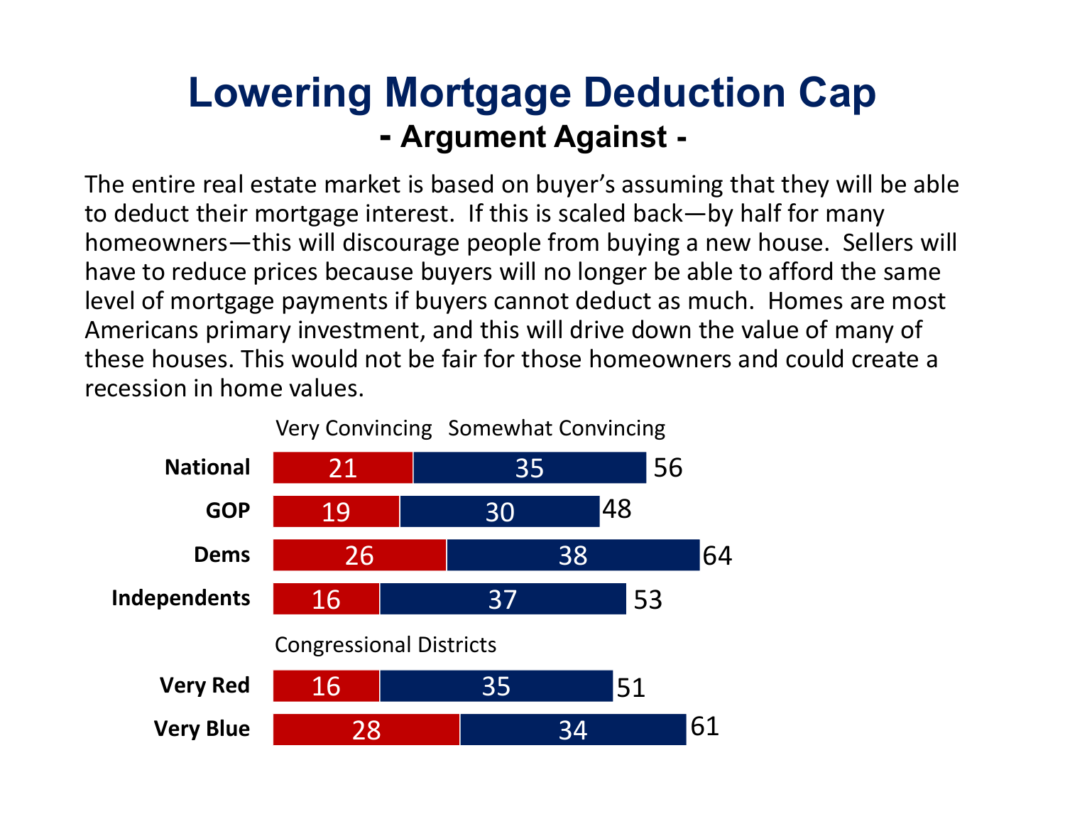# Lowering Mortgage Deduction Cap

## - Argument Against -

The entire real estate market is based on buyer's assuming that they will be able to deduct their mortgage interest. If this is scaled back—by half for many homeowners—this will discourage people from buying a new house. Sellers will have to reduce prices because buyers will no longer be able to afford the same level of mortgage payments if buyers cannot deduct as much. Homes are most Americans primary investment, and this will drive down the value of many of these houses. This would not be fair for those homeowners and could create a recession in home values.

| | Very Convincing | Somewhat Convincing | Total |
|---|---|---|---|
| **National** | 21 | 35 | 56 |
| **GOP** | 19 | 30 | 48 |
| **Dems** | 26 | 38 | 64 |
| **Independents** | 16 | 37 | 53 |
| Congressional Districts | | | |
| **Very Red** | 16 | 35 | 51 |
| **Very Blue** | 28 | 34 | 61 |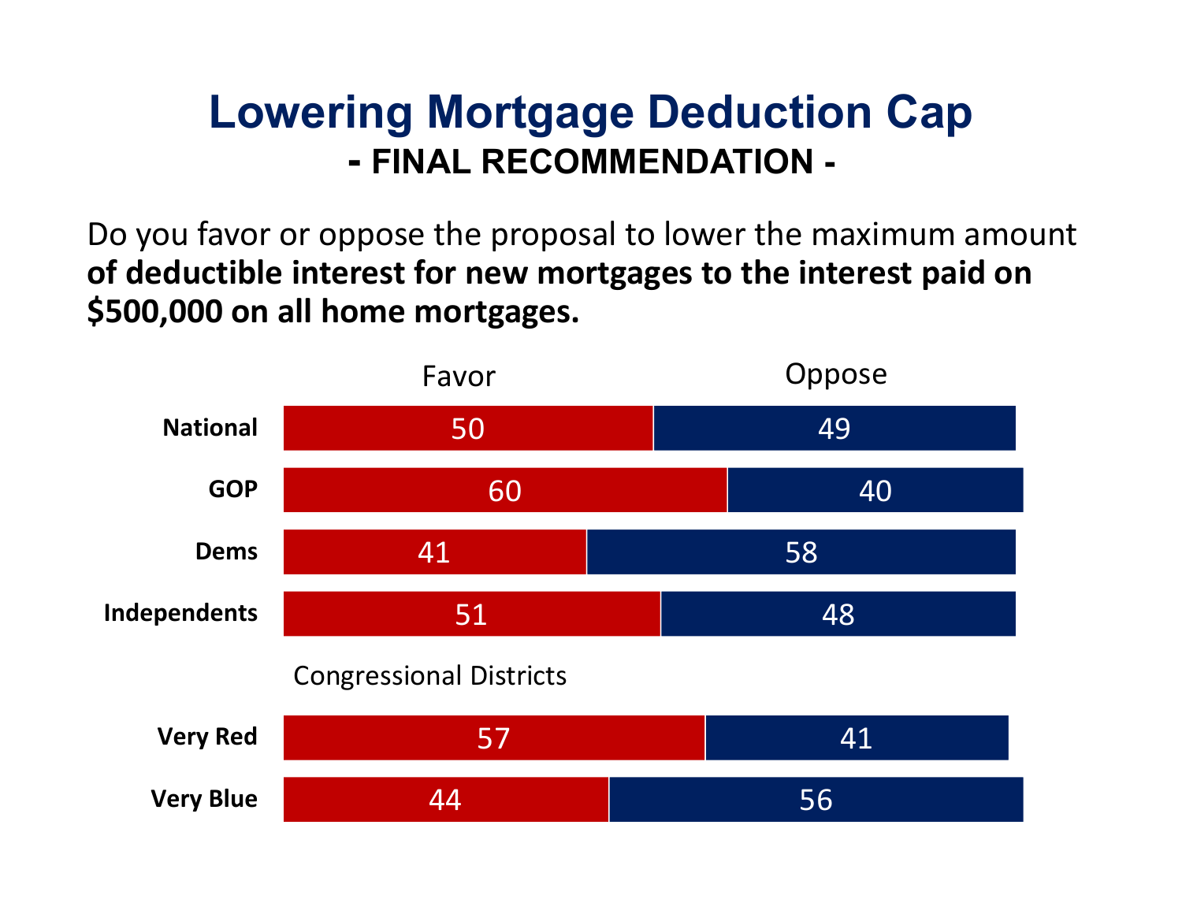# Lowering Mortgage Deduction Cap

## - FINAL RECOMMENDATION -

Do you favor or oppose the proposal to lower the maximum amount **of deductible interest for new mortgages to the interest paid on $500,000 on all home mortgages.**

| | Favor | Oppose |
|---|---|---|
| **National** | 50 | 49 |
| **GOP** | 60 | 40 |
| **Dems** | 41 | 58 |
| **Independents** | 51 | 48 |
| Congressional Districts | | |
| **Very Red** | 57 | 41 |
| **Very Blue** | 44 | 56 |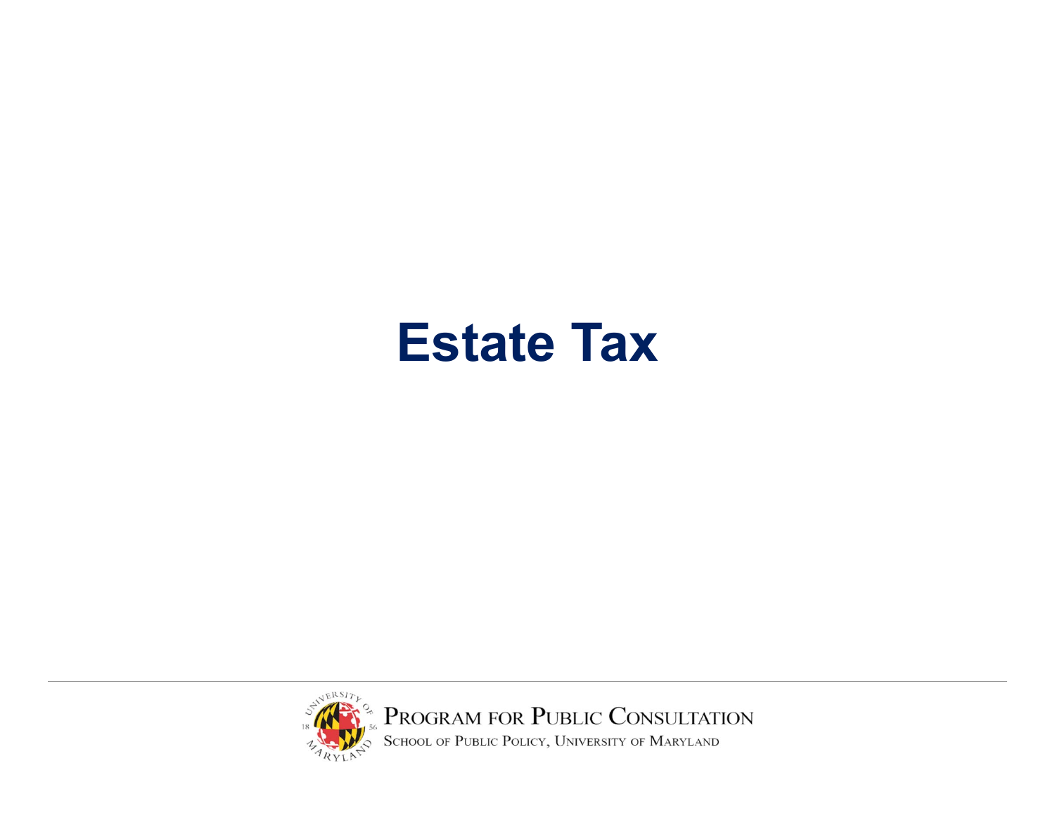# Estate Tax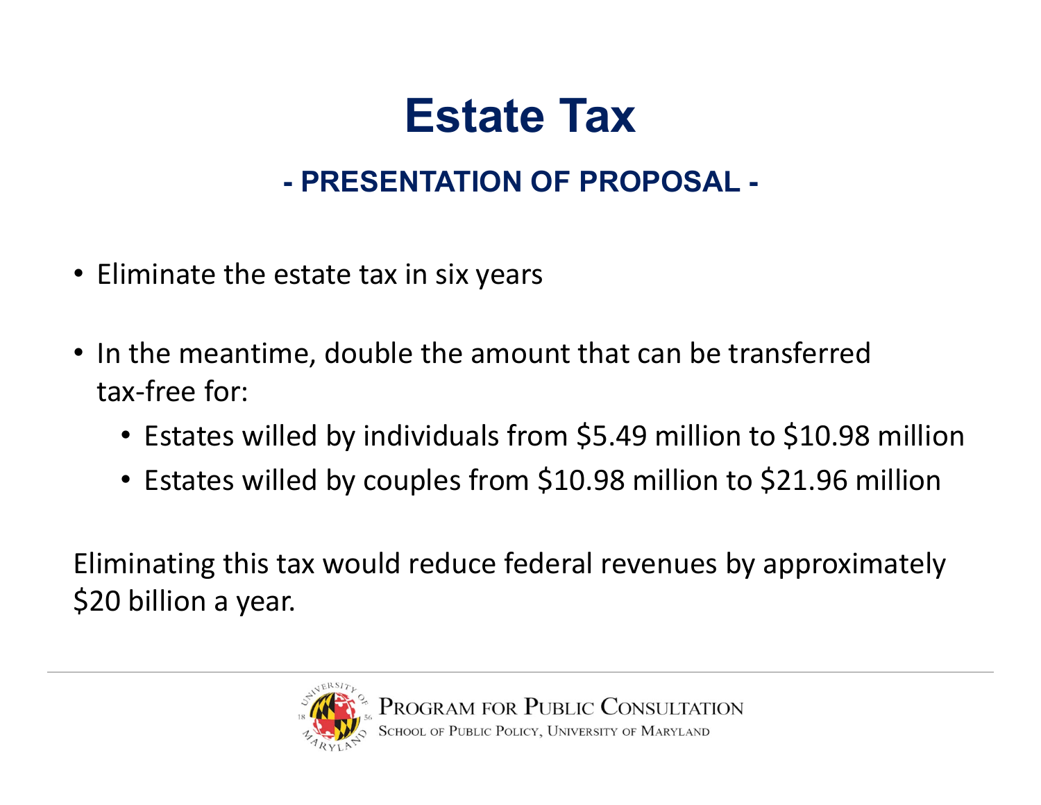# Estate Tax

## - PRESENTATION OF PROPOSAL -

- Eliminate the estate tax in six years
- In the meantime, double the amount that can be transferred tax-free for:
  - Estates willed by individuals from $5.49 million to $10.98 million
  - Estates willed by couples from $10.98 million to $21.96 million

Eliminating this tax would reduce federal revenues by approximately $20 billion a year.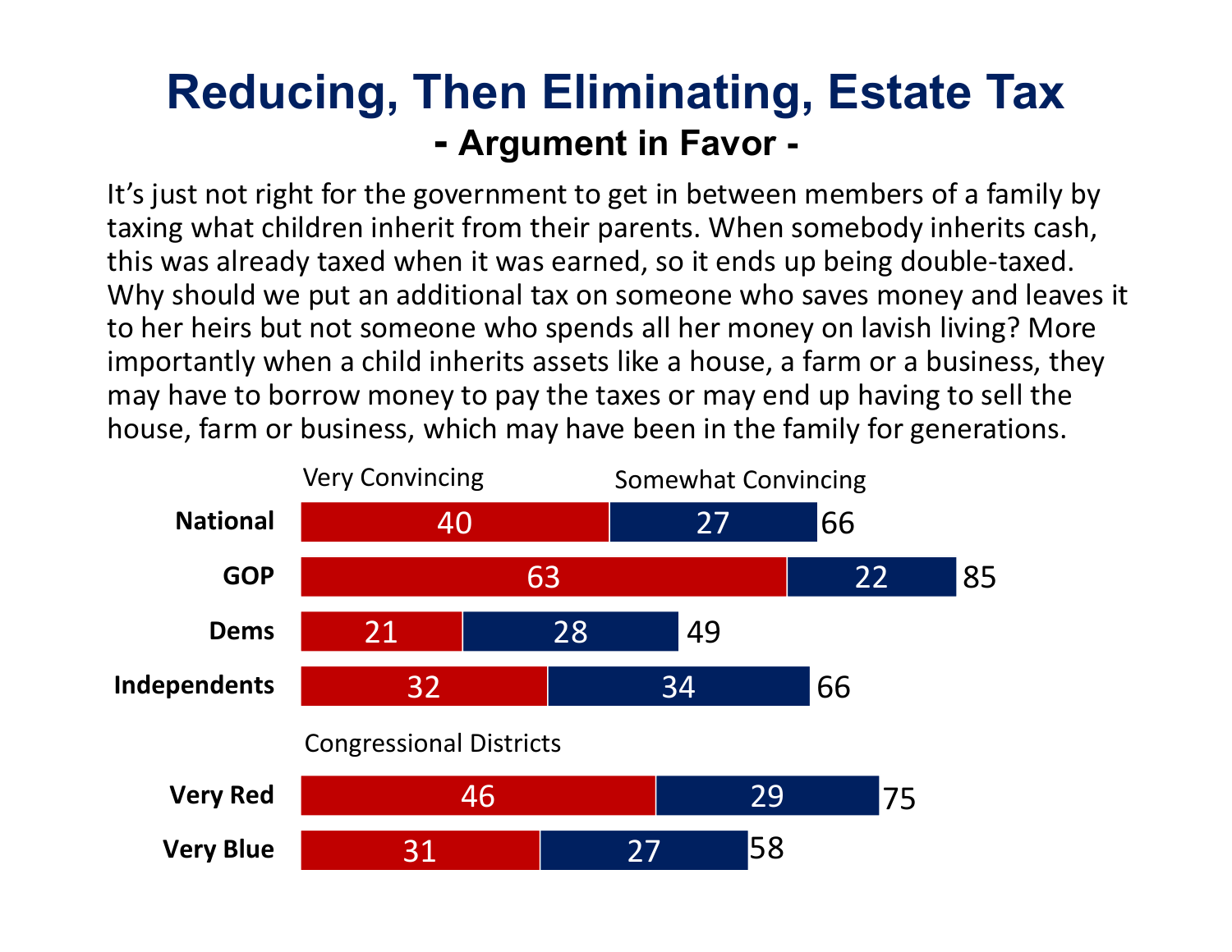# Reducing, Then Eliminating, Estate Tax

## - Argument in Favor -

It's just not right for the government to get in between members of a family by taxing what children inherit from their parents. When somebody inherits cash, this was already taxed when it was earned, so it ends up being double-taxed. Why should we put an additional tax on someone who saves money and leaves it to her heirs but not someone who spends all her money on lavish living? More importantly when a child inherits assets like a house, a farm or a business, they may have to borrow money to pay the taxes or may end up having to sell the house, farm or business, which may have been in the family for generations.

| | Very Convincing | Somewhat Convincing | Total |
|---|---|---|---|
| **National** | 40 | 27 | 66 |
| **GOP** | 63 | 22 | 85 |
| **Dems** | 21 | 28 | 49 |
| **Independents** | 32 | 34 | 66 |
| *Congressional Districts* | | | |
| **Very Red** | 46 | 29 | 75 |
| **Very Blue** | 31 | 27 | 58 |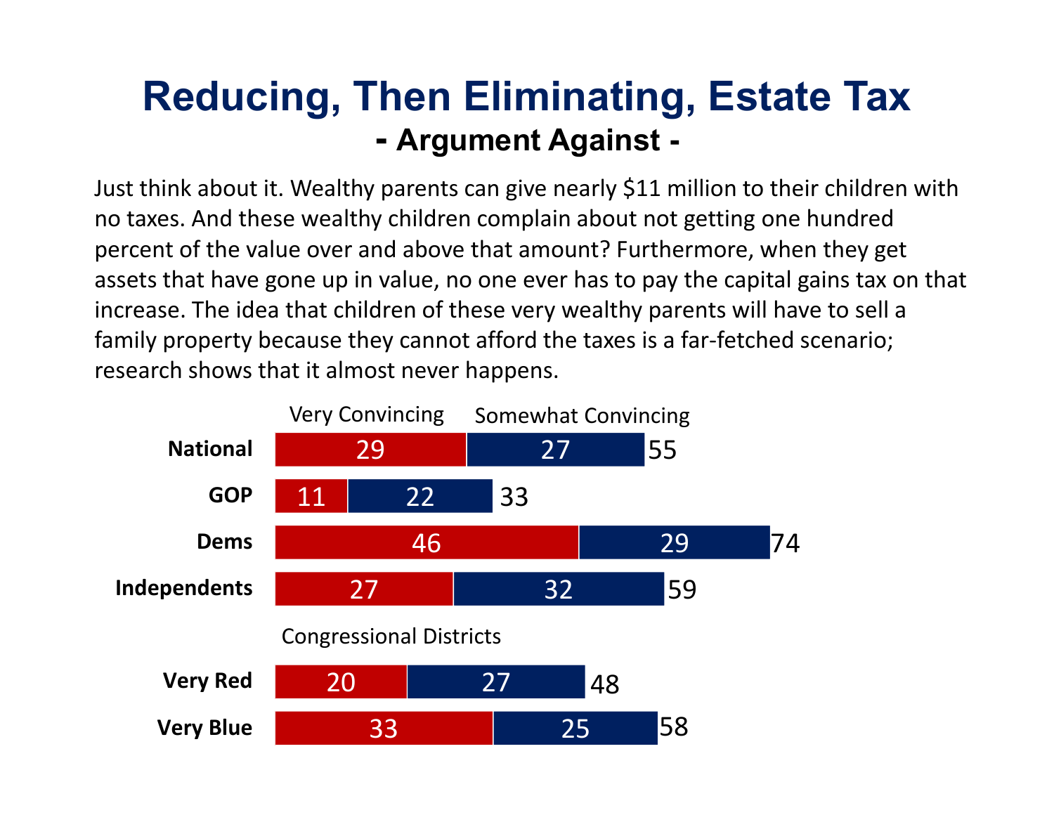# Reducing, Then Eliminating, Estate Tax

## - Argument Against -

Just think about it. Wealthy parents can give nearly $11 million to their children with no taxes. And these wealthy children complain about not getting one hundred percent of the value over and above that amount? Furthermore, when they get assets that have gone up in value, no one ever has to pay the capital gains tax on that increase. The idea that children of these very wealthy parents will have to sell a family property because they cannot afford the taxes is a far-fetched scenario; research shows that it almost never happens.

| | Very Convincing | Somewhat Convincing | Total |
|---|---|---|---|
| National | 29 | 27 | 55 |
| GOP | 11 | 22 | 33 |
| Dems | 46 | 29 | 74 |
| Independents | 27 | 32 | 59 |
| **Congressional Districts** | | | |
| Very Red | 20 | 27 | 48 |
| Very Blue | 33 | 25 | 58 |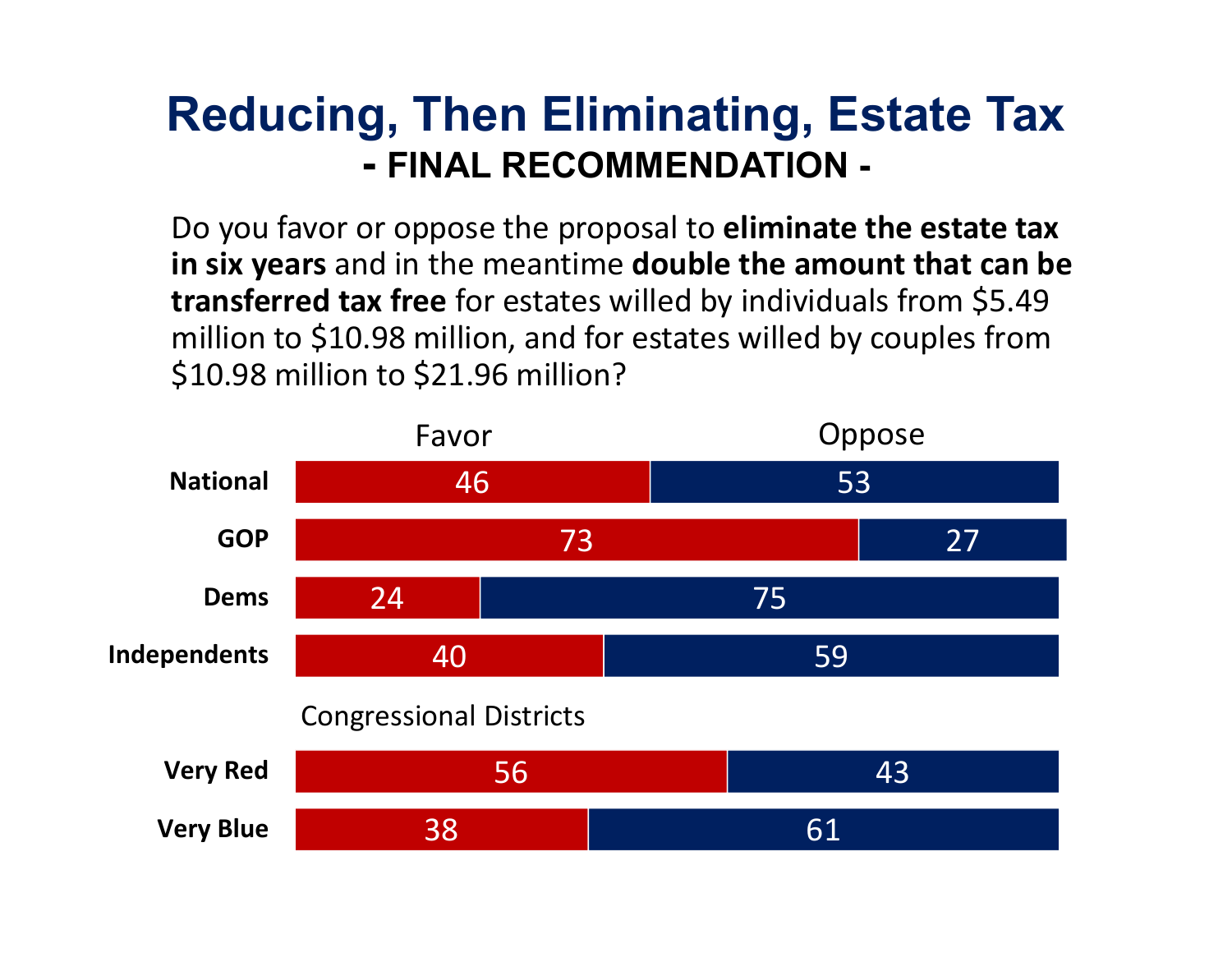# Reducing, Then Eliminating, Estate Tax

## - FINAL RECOMMENDATION -

Do you favor or oppose the proposal to **eliminate the estate tax in six years** and in the meantime **double the amount that can be transferred tax free** for estates willed by individuals from $5.49 million to $10.98 million, and for estates willed by couples from $10.98 million to $21.96 million?

| | Favor | Oppose |
|---|---|---|
| **National** | 46 | 53 |
| **GOP** | 73 | 27 |
| **Dems** | 24 | 75 |
| **Independents** | 40 | 59 |
| Congressional Districts | | |
| **Very Red** | 56 | 43 |
| **Very Blue** | 38 | 61 |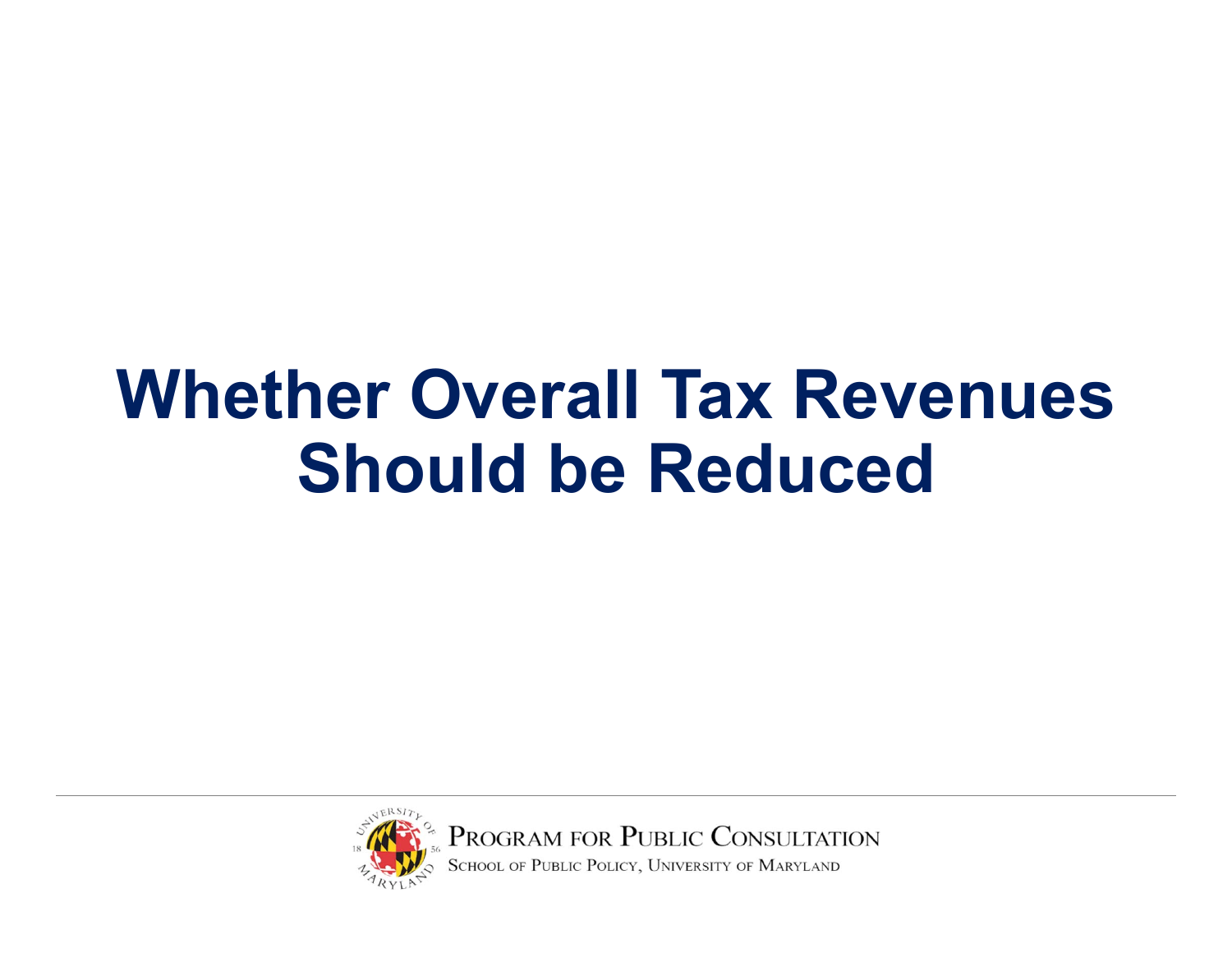# Whether Overall Tax Revenues Should be Reduced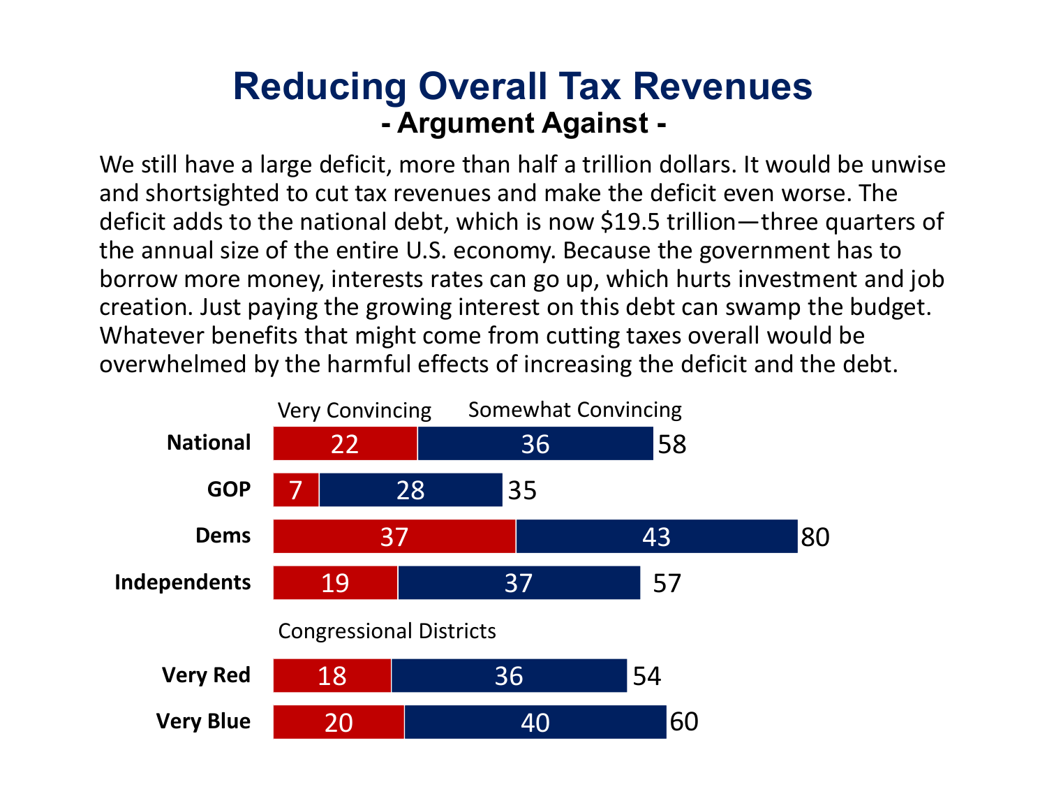# Reducing Overall Tax Revenues

## - Argument Against -

We still have a large deficit, more than half a trillion dollars. It would be unwise and shortsighted to cut tax revenues and make the deficit even worse. The deficit adds to the national debt, which is now $19.5 trillion—three quarters of the annual size of the entire U.S. economy. Because the government has to borrow more money, interests rates can go up, which hurts investment and job creation. Just paying the growing interest on this debt can swamp the budget. Whatever benefits that might come from cutting taxes overall would be overwhelmed by the harmful effects of increasing the deficit and the debt.

| | Very Convincing | Somewhat Convincing | Total |
|---|---|---|---|
| National | 22 | 36 | 58 |
| GOP | 7 | 28 | 35 |
| Dems | 37 | 43 | 80 |
| Independents | 19 | 37 | 57 |
| **Congressional Districts** | | | |
| Very Red | 18 | 36 | 54 |
| Very Blue | 20 | 40 | 60 |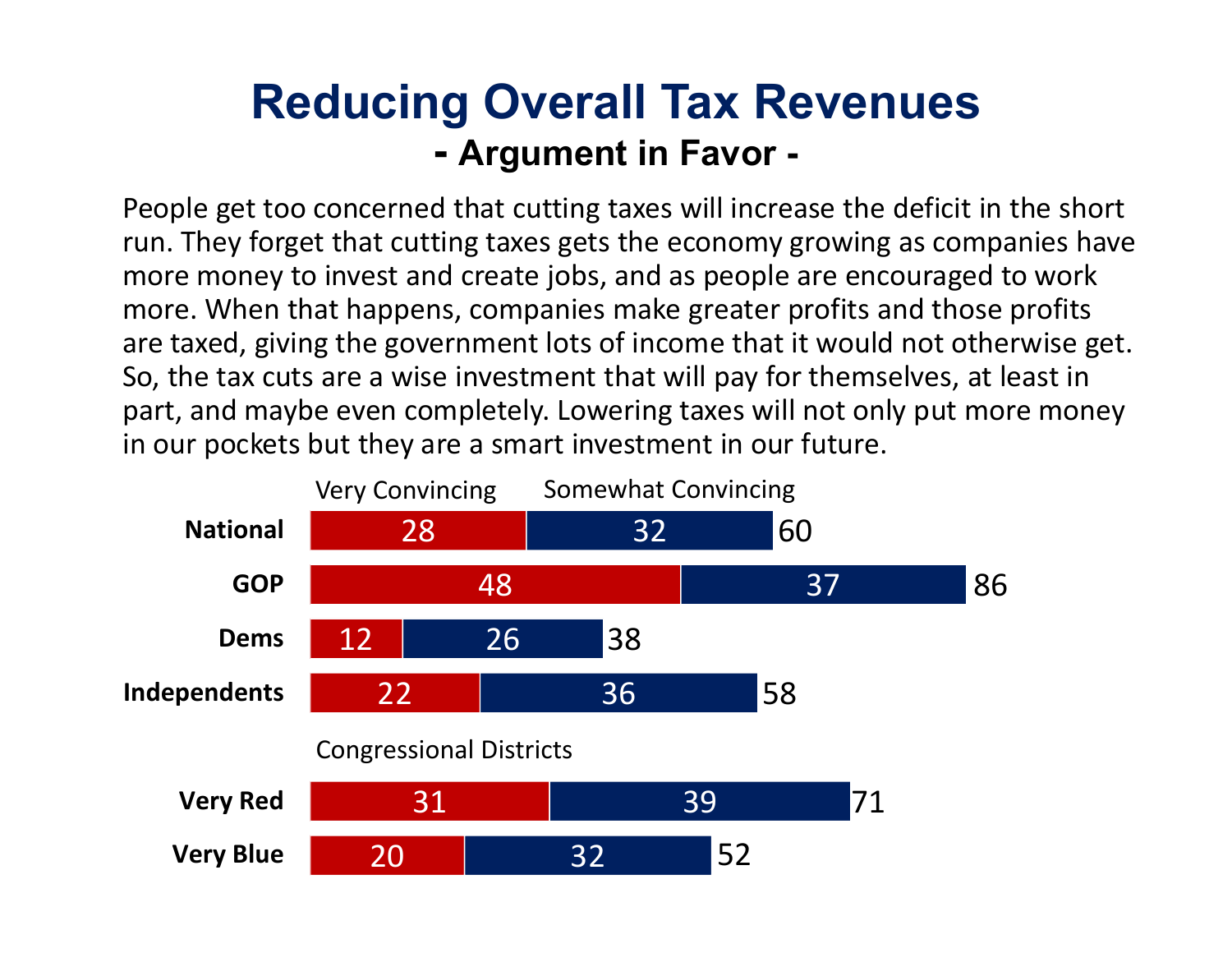# Reducing Overall Tax Revenues

## - Argument in Favor -

People get too concerned that cutting taxes will increase the deficit in the short run. They forget that cutting taxes gets the economy growing as companies have more money to invest and create jobs, and as people are encouraged to work more. When that happens, companies make greater profits and those profits are taxed, giving the government lots of income that it would not otherwise get. So, the tax cuts are a wise investment that will pay for themselves, at least in part, and maybe even completely. Lowering taxes will not only put more money in our pockets but they are a smart investment in our future.

| | Very Convincing | Somewhat Convincing | Total |
|---|---|---|---|
| **National** | 28 | 32 | 60 |
| **GOP** | 48 | 37 | 86 |
| **Dems** | 12 | 26 | 38 |
| **Independents** | 22 | 36 | 58 |
| *Congressional Districts* | | | |
| **Very Red** | 31 | 39 | 71 |
| **Very Blue** | 20 | 32 | 52 |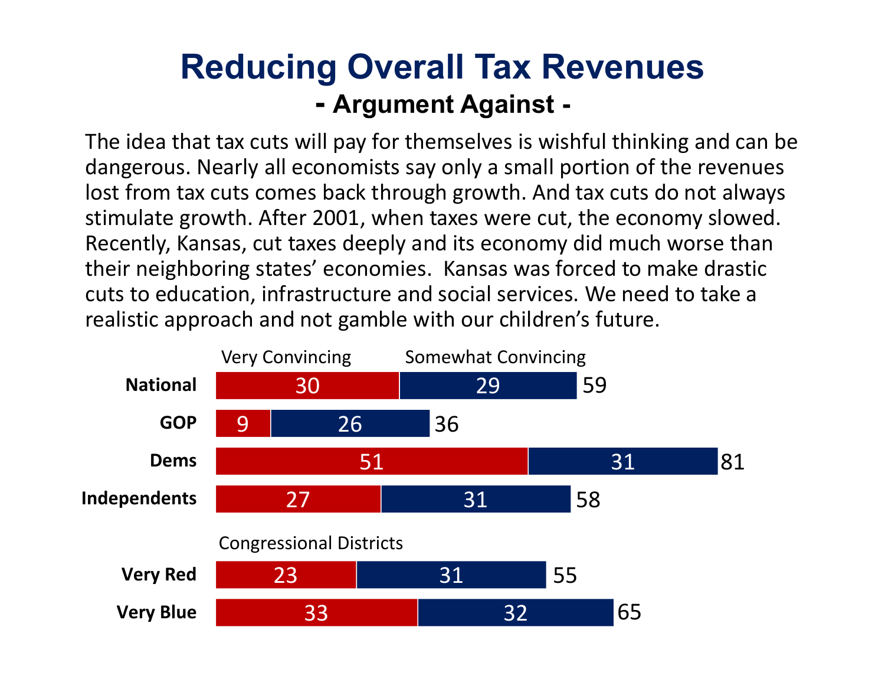# Reducing Overall Tax Revenues

## - Argument Against -

The idea that tax cuts will pay for themselves is wishful thinking and can be dangerous. Nearly all economists say only a small portion of the revenues lost from tax cuts comes back through growth. And tax cuts do not always stimulate growth. After 2001, when taxes were cut, the economy slowed. Recently, Kansas, cut taxes deeply and its economy did much worse than their neighboring states' economies.  Kansas was forced to make drastic cuts to education, infrastructure and social services. We need to take a realistic approach and not gamble with our children's future.

| | Very Convincing | Somewhat Convincing | Total |
|---|---|---|---|
| **National** | 30 | 29 | 59 |
| **GOP** | 9 | 26 | 36 |
| **Dems** | 51 | 31 | 81 |
| **Independents** | 27 | 31 | 58 |
| *Congressional Districts* | | | |
| **Very Red** | 23 | 31 | 55 |
| **Very Blue** | 33 | 32 | 65 |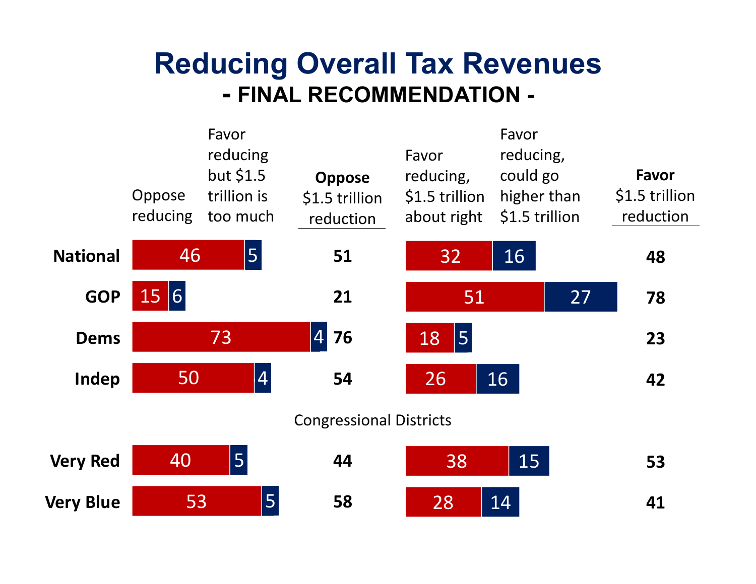# Reducing Overall Tax Revenues

## - FINAL RECOMMENDATION -

Oppose reducing

Favor reducing but $1.5 trillion is too much

**Oppose** $1.5 trillion reduction

Favor reducing, $1.5 trillion about right

Favor reducing, could go higher than $1.5 trillion

**Favor** $1.5 trillion reduction

**National** 46 5 **51** 32 16 **48**

**GOP** 15 6 **21** 51 27 **78**

**Dems** 73 4 **76** 18 5 **23**

**Indep** 50 4 **54** 26 16 **42**

Congressional Districts

**Very Red** 40 5 **44** 38 15 **53**

**Very Blue** 53 5 **58** 28 14 **41**